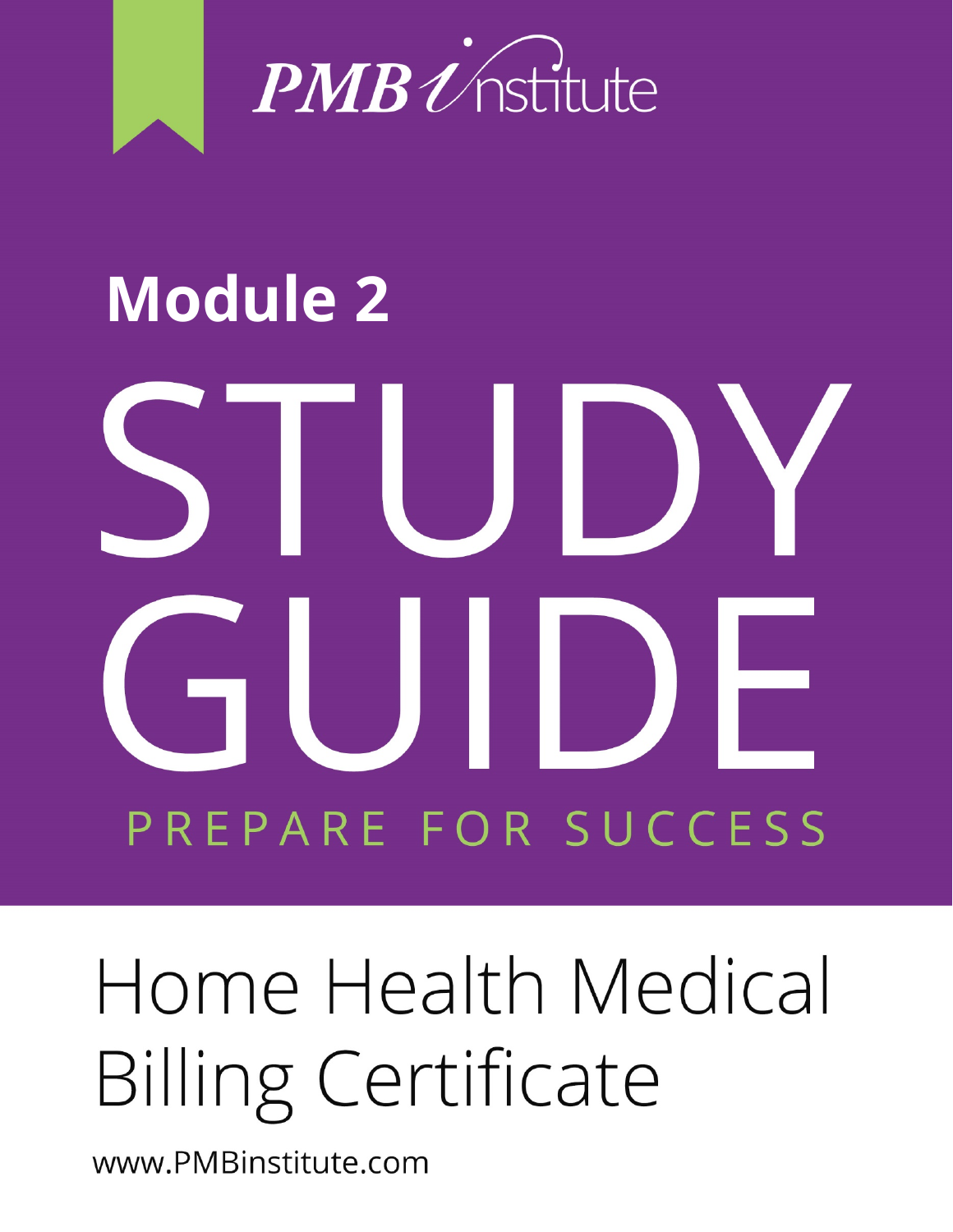PMB Institute

# Module 2

# STUDY GUIDE

PREPARE FOR SUCCESS

## Home Health Medical Billing Certificate

www.PMBinstitute.com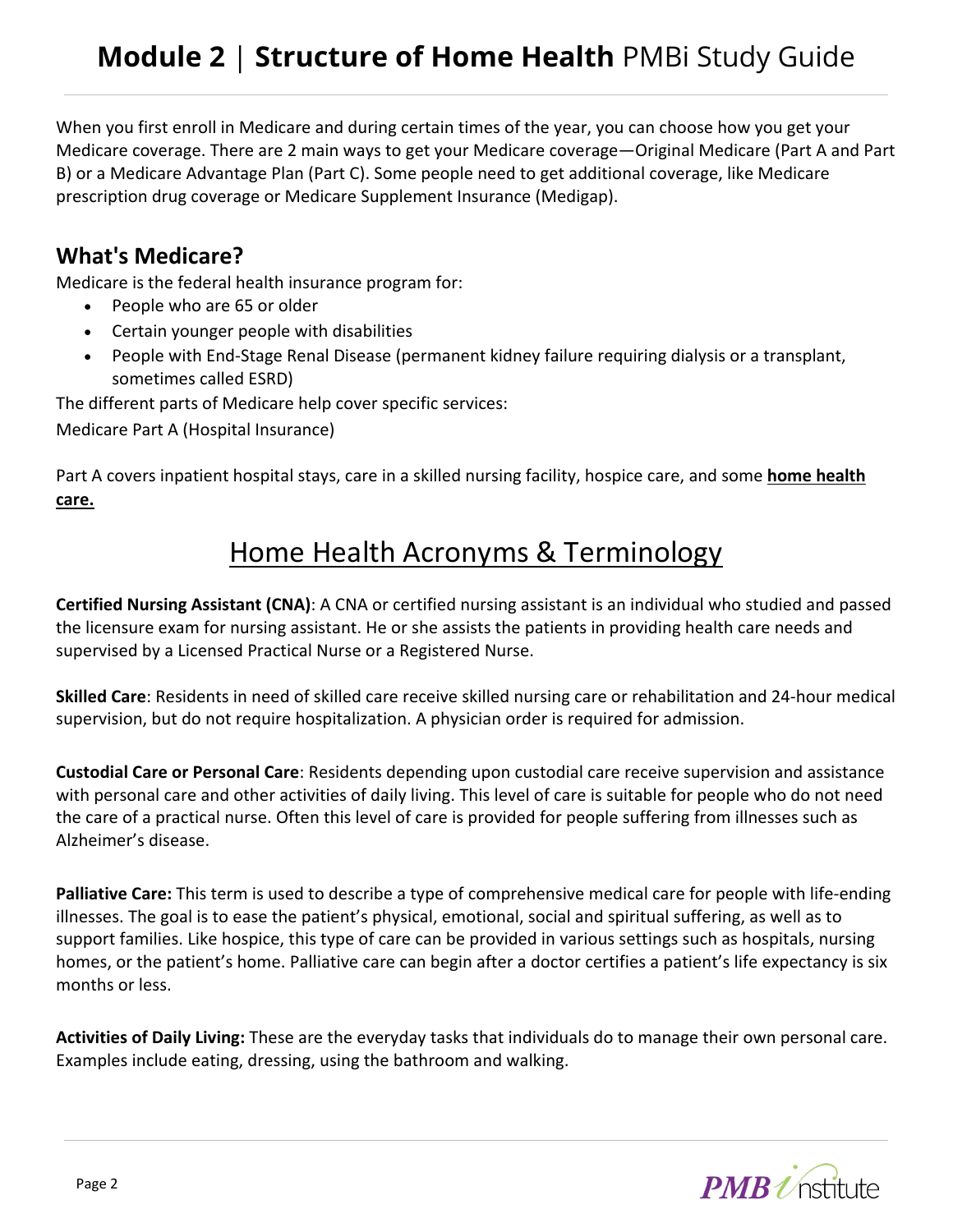When you first enroll in Medicare and during certain times of the year, you can choose how you get your Medicare coverage. There are 2 main ways to get your Medicare coverage—Original Medicare (Part A and Part B) or a Medicare Advantage Plan (Part C). Some people need to get additional coverage, like Medicare prescription drug coverage or Medicare Supplement Insurance (Medigap).

## What's Medicare?

Medicare is the federal health insurance program for:

- People who are 65 or older
- Certain younger people with disabilities
- People with End-Stage Renal Disease (permanent kidney failure requiring dialysis or a transplant, sometimes called ESRD)

The different parts of Medicare help cover specific services:

Medicare Part A (Hospital Insurance)

Part A covers inpatient hospital stays, care in a skilled nursing facility, hospice care, and some **home health care.**

## Home Health Acronyms & Terminology

**Certified Nursing Assistant (CNA)**: A CNA or certified nursing assistant is an individual who studied and passed the licensure exam for nursing assistant. He or she assists the patients in providing health care needs and supervised by a Licensed Practical Nurse or a Registered Nurse.

**Skilled Care**: Residents in need of skilled care receive skilled nursing care or rehabilitation and 24-hour medical supervision, but do not require hospitalization. A physician order is required for admission.

**Custodial Care or Personal Care**: Residents depending upon custodial care receive supervision and assistance with personal care and other activities of daily living. This level of care is suitable for people who do not need the care of a practical nurse. Often this level of care is provided for people suffering from illnesses such as Alzheimer's disease.

**Palliative Care:** This term is used to describe a type of comprehensive medical care for people with life-ending illnesses. The goal is to ease the patient's physical, emotional, social and spiritual suffering, as well as to support families. Like hospice, this type of care can be provided in various settings such as hospitals, nursing homes, or the patient's home. Palliative care can begin after a doctor certifies a patient's life expectancy is six months or less.

**Activities of Daily Living:** These are the everyday tasks that individuals do to manage their own personal care. Examples include eating, dressing, using the bathroom and walking.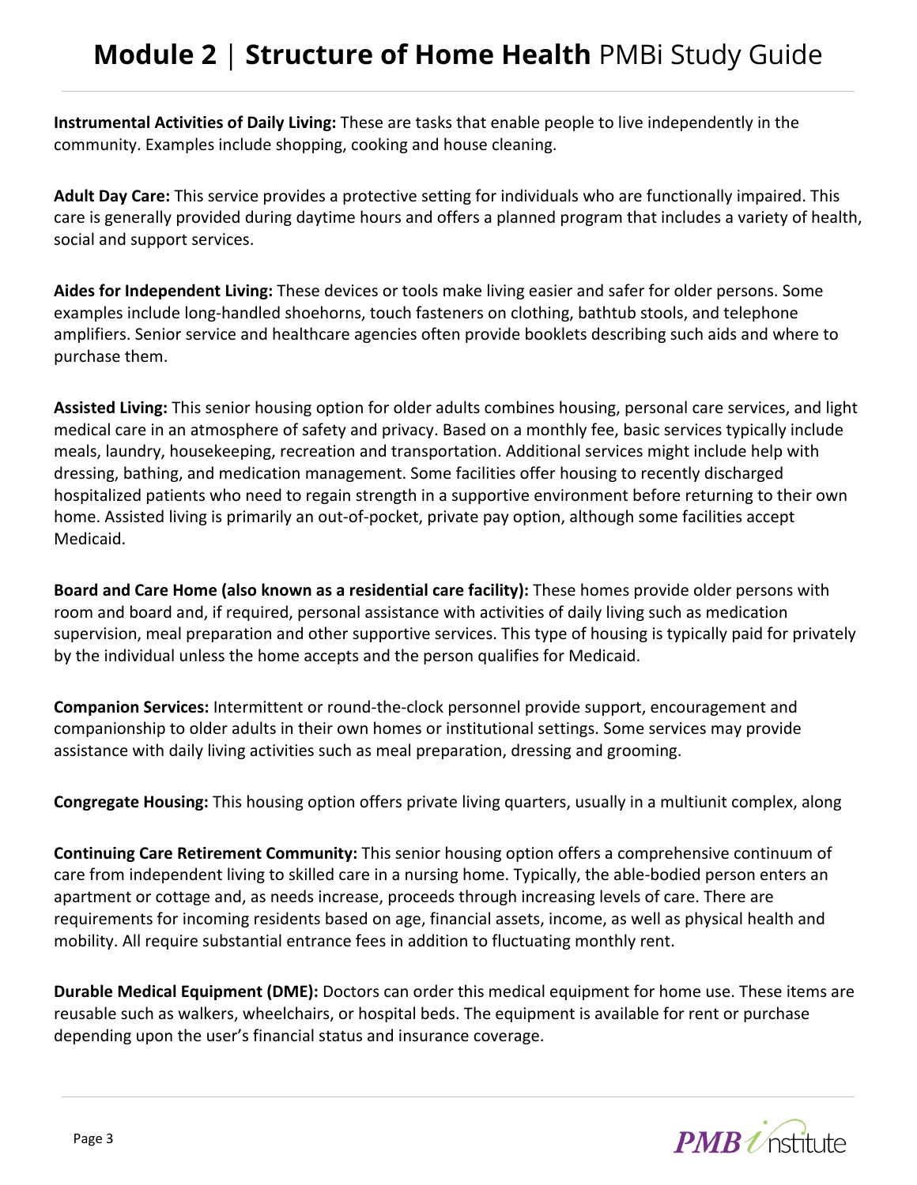**Instrumental Activities of Daily Living:** These are tasks that enable people to live independently in the community. Examples include shopping, cooking and house cleaning.

**Adult Day Care:** This service provides a protective setting for individuals who are functionally impaired. This care is generally provided during daytime hours and offers a planned program that includes a variety of health, social and support services.

**Aides for Independent Living:** These devices or tools make living easier and safer for older persons. Some examples include long-handled shoehorns, touch fasteners on clothing, bathtub stools, and telephone amplifiers. Senior service and healthcare agencies often provide booklets describing such aids and where to purchase them.

**Assisted Living:** This senior housing option for older adults combines housing, personal care services, and light medical care in an atmosphere of safety and privacy. Based on a monthly fee, basic services typically include meals, laundry, housekeeping, recreation and transportation. Additional services might include help with dressing, bathing, and medication management. Some facilities offer housing to recently discharged hospitalized patients who need to regain strength in a supportive environment before returning to their own home. Assisted living is primarily an out-of-pocket, private pay option, although some facilities accept Medicaid.

**Board and Care Home (also known as a residential care facility):** These homes provide older persons with room and board and, if required, personal assistance with activities of daily living such as medication supervision, meal preparation and other supportive services. This type of housing is typically paid for privately by the individual unless the home accepts and the person qualifies for Medicaid.

**Companion Services:** Intermittent or round-the-clock personnel provide support, encouragement and companionship to older adults in their own homes or institutional settings. Some services may provide assistance with daily living activities such as meal preparation, dressing and grooming.

**Congregate Housing:** This housing option offers private living quarters, usually in a multiunit complex, along

**Continuing Care Retirement Community:** This senior housing option offers a comprehensive continuum of care from independent living to skilled care in a nursing home. Typically, the able-bodied person enters an apartment or cottage and, as needs increase, proceeds through increasing levels of care. There are requirements for incoming residents based on age, financial assets, income, as well as physical health and mobility. All require substantial entrance fees in addition to fluctuating monthly rent.

**Durable Medical Equipment (DME):** Doctors can order this medical equipment for home use. These items are reusable such as walkers, wheelchairs, or hospital beds. The equipment is available for rent or purchase depending upon the user's financial status and insurance coverage.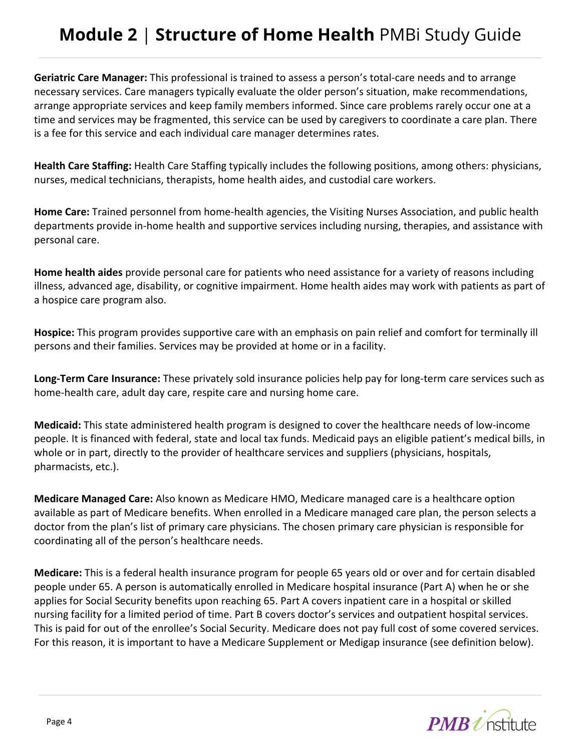**Geriatric Care Manager:** This professional is trained to assess a person's total-care needs and to arrange necessary services. Care managers typically evaluate the older person's situation, make recommendations, arrange appropriate services and keep family members informed. Since care problems rarely occur one at a time and services may be fragmented, this service can be used by caregivers to coordinate a care plan. There is a fee for this service and each individual care manager determines rates.

**Health Care Staffing:** Health Care Staffing typically includes the following positions, among others: physicians, nurses, medical technicians, therapists, home health aides, and custodial care workers.

**Home Care:** Trained personnel from home-health agencies, the Visiting Nurses Association, and public health departments provide in-home health and supportive services including nursing, therapies, and assistance with personal care.

**Home health aides** provide personal care for patients who need assistance for a variety of reasons including illness, advanced age, disability, or cognitive impairment. Home health aides may work with patients as part of a hospice care program also.

**Hospice:** This program provides supportive care with an emphasis on pain relief and comfort for terminally ill persons and their families. Services may be provided at home or in a facility.

**Long-Term Care Insurance:** These privately sold insurance policies help pay for long-term care services such as home-health care, adult day care, respite care and nursing home care.

**Medicaid:** This state administered health program is designed to cover the healthcare needs of low-income people. It is financed with federal, state and local tax funds. Medicaid pays an eligible patient's medical bills, in whole or in part, directly to the provider of healthcare services and suppliers (physicians, hospitals, pharmacists, etc.).

**Medicare Managed Care:** Also known as Medicare HMO, Medicare managed care is a healthcare option available as part of Medicare benefits. When enrolled in a Medicare managed care plan, the person selects a doctor from the plan's list of primary care physicians. The chosen primary care physician is responsible for coordinating all of the person's healthcare needs.

**Medicare:** This is a federal health insurance program for people 65 years old or over and for certain disabled people under 65. A person is automatically enrolled in Medicare hospital insurance (Part A) when he or she applies for Social Security benefits upon reaching 65. Part A covers inpatient care in a hospital or skilled nursing facility for a limited period of time. Part B covers doctor's services and outpatient hospital services. This is paid for out of the enrollee's Social Security. Medicare does not pay full cost of some covered services. For this reason, it is important to have a Medicare Supplement or Medigap insurance (see definition below).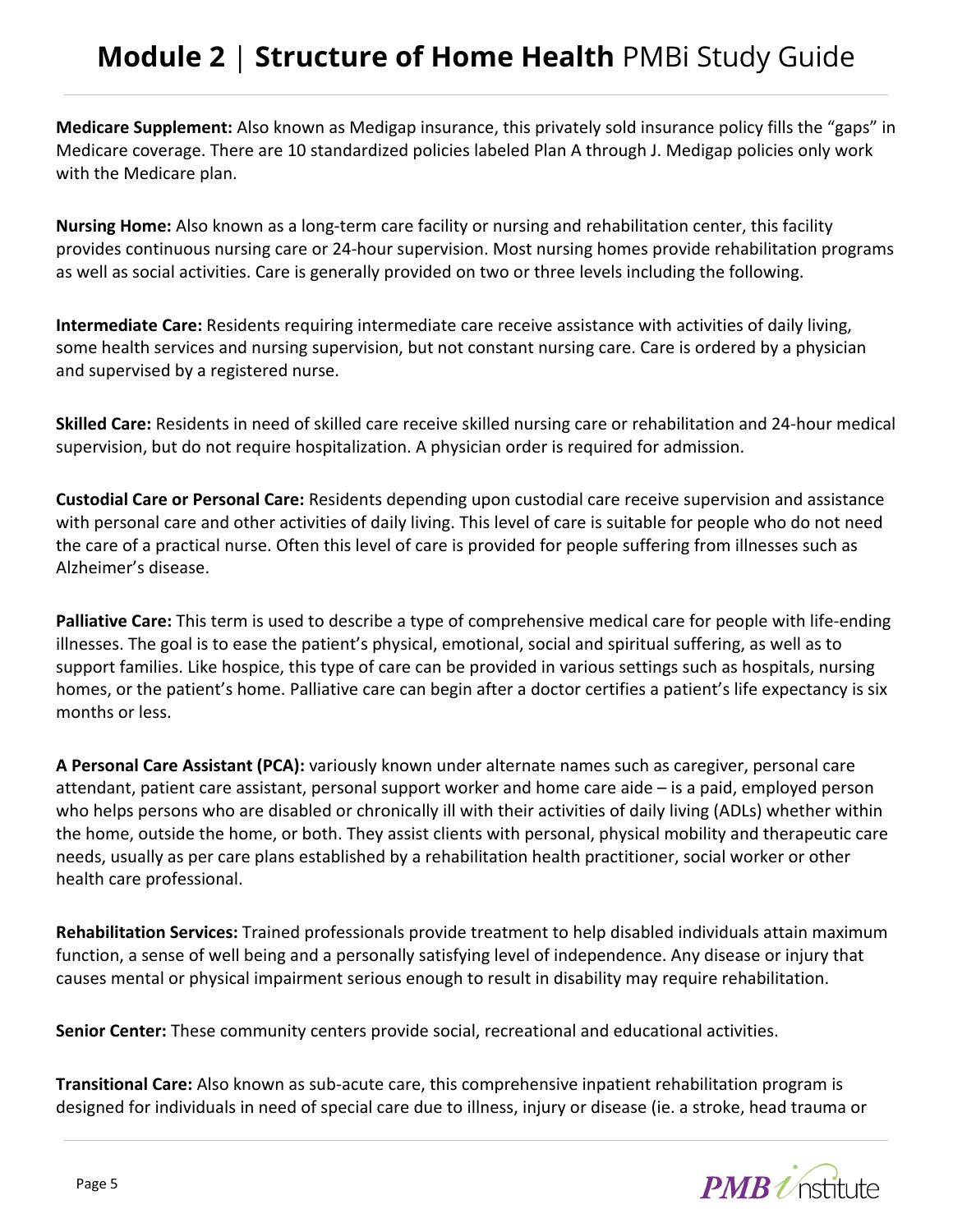**Medicare Supplement:** Also known as Medigap insurance, this privately sold insurance policy fills the "gaps" in Medicare coverage. There are 10 standardized policies labeled Plan A through J. Medigap policies only work with the Medicare plan.

**Nursing Home:** Also known as a long-term care facility or nursing and rehabilitation center, this facility provides continuous nursing care or 24-hour supervision. Most nursing homes provide rehabilitation programs as well as social activities. Care is generally provided on two or three levels including the following.

**Intermediate Care:** Residents requiring intermediate care receive assistance with activities of daily living, some health services and nursing supervision, but not constant nursing care. Care is ordered by a physician and supervised by a registered nurse.

**Skilled Care:** Residents in need of skilled care receive skilled nursing care or rehabilitation and 24-hour medical supervision, but do not require hospitalization. A physician order is required for admission.

**Custodial Care or Personal Care:** Residents depending upon custodial care receive supervision and assistance with personal care and other activities of daily living. This level of care is suitable for people who do not need the care of a practical nurse. Often this level of care is provided for people suffering from illnesses such as Alzheimer's disease.

**Palliative Care:** This term is used to describe a type of comprehensive medical care for people with life-ending illnesses. The goal is to ease the patient's physical, emotional, social and spiritual suffering, as well as to support families. Like hospice, this type of care can be provided in various settings such as hospitals, nursing homes, or the patient's home. Palliative care can begin after a doctor certifies a patient's life expectancy is six months or less.

**A Personal Care Assistant (PCA):** variously known under alternate names such as caregiver, personal care attendant, patient care assistant, personal support worker and home care aide – is a paid, employed person who helps persons who are disabled or chronically ill with their activities of daily living (ADLs) whether within the home, outside the home, or both. They assist clients with personal, physical mobility and therapeutic care needs, usually as per care plans established by a rehabilitation health practitioner, social worker or other health care professional.

**Rehabilitation Services:** Trained professionals provide treatment to help disabled individuals attain maximum function, a sense of well being and a personally satisfying level of independence. Any disease or injury that causes mental or physical impairment serious enough to result in disability may require rehabilitation.

**Senior Center:** These community centers provide social, recreational and educational activities.

**Transitional Care:** Also known as sub-acute care, this comprehensive inpatient rehabilitation program is designed for individuals in need of special care due to illness, injury or disease (ie. a stroke, head trauma or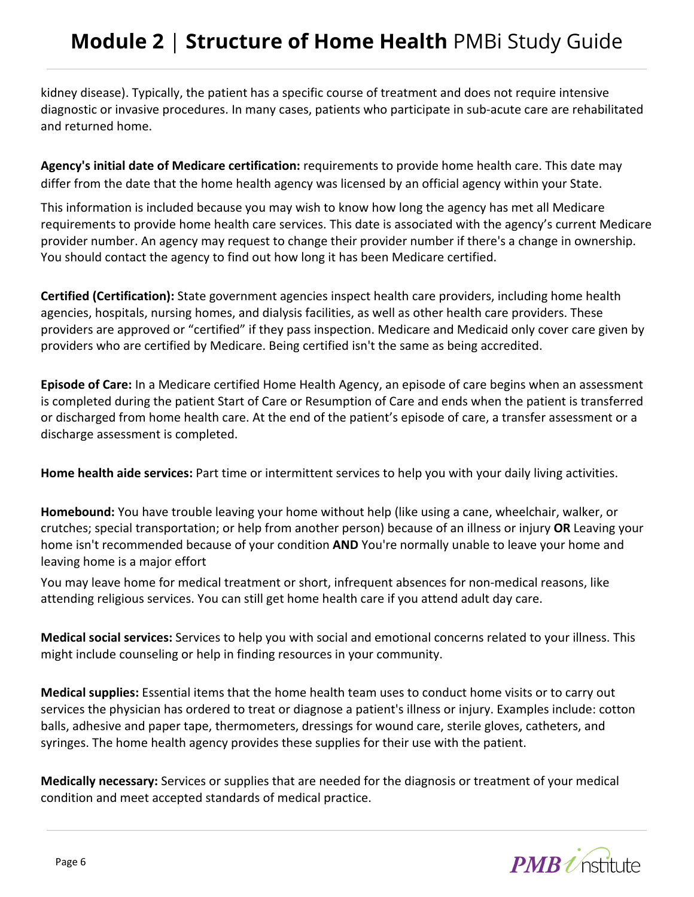kidney disease). Typically, the patient has a specific course of treatment and does not require intensive diagnostic or invasive procedures. In many cases, patients who participate in sub-acute care are rehabilitated and returned home.

**Agency's initial date of Medicare certification:** requirements to provide home health care. This date may differ from the date that the home health agency was licensed by an official agency within your State.

This information is included because you may wish to know how long the agency has met all Medicare requirements to provide home health care services. This date is associated with the agency's current Medicare provider number. An agency may request to change their provider number if there's a change in ownership. You should contact the agency to find out how long it has been Medicare certified.

**Certified (Certification):** State government agencies inspect health care providers, including home health agencies, hospitals, nursing homes, and dialysis facilities, as well as other health care providers. These providers are approved or "certified" if they pass inspection. Medicare and Medicaid only cover care given by providers who are certified by Medicare. Being certified isn't the same as being accredited.

**Episode of Care:** In a Medicare certified Home Health Agency, an episode of care begins when an assessment is completed during the patient Start of Care or Resumption of Care and ends when the patient is transferred or discharged from home health care. At the end of the patient's episode of care, a transfer assessment or a discharge assessment is completed.

**Home health aide services:** Part time or intermittent services to help you with your daily living activities.

**Homebound:** You have trouble leaving your home without help (like using a cane, wheelchair, walker, or crutches; special transportation; or help from another person) because of an illness or injury **OR** Leaving your home isn't recommended because of your condition **AND** You're normally unable to leave your home and leaving home is a major effort

You may leave home for medical treatment or short, infrequent absences for non-medical reasons, like attending religious services. You can still get home health care if you attend adult day care.

**Medical social services:** Services to help you with social and emotional concerns related to your illness. This might include counseling or help in finding resources in your community.

**Medical supplies:** Essential items that the home health team uses to conduct home visits or to carry out services the physician has ordered to treat or diagnose a patient's illness or injury. Examples include: cotton balls, adhesive and paper tape, thermometers, dressings for wound care, sterile gloves, catheters, and syringes. The home health agency provides these supplies for their use with the patient.

**Medically necessary:** Services or supplies that are needed for the diagnosis or treatment of your medical condition and meet accepted standards of medical practice.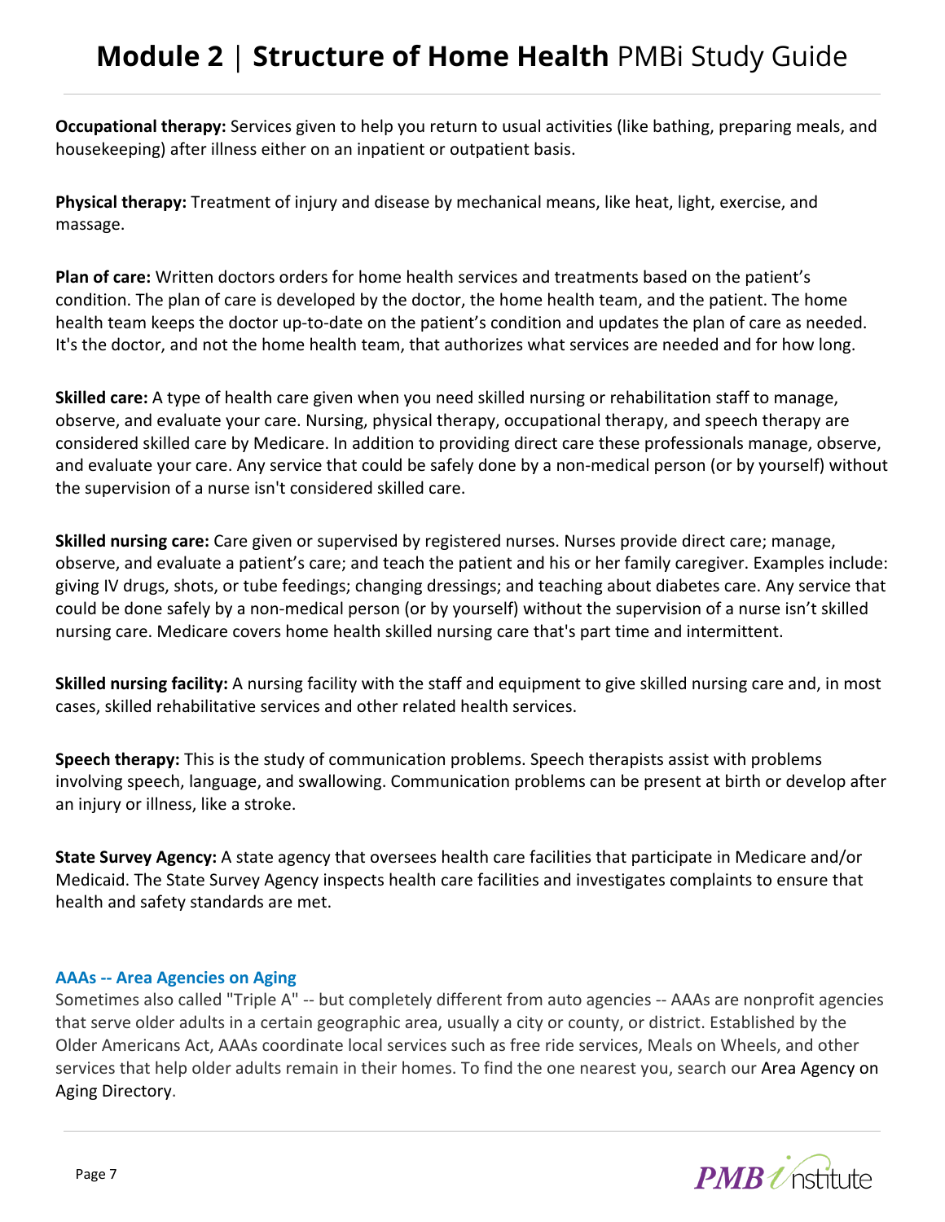**Occupational therapy:** Services given to help you return to usual activities (like bathing, preparing meals, and housekeeping) after illness either on an inpatient or outpatient basis.

**Physical therapy:** Treatment of injury and disease by mechanical means, like heat, light, exercise, and massage.

**Plan of care:** Written doctors orders for home health services and treatments based on the patient's condition. The plan of care is developed by the doctor, the home health team, and the patient. The home health team keeps the doctor up-to-date on the patient's condition and updates the plan of care as needed. It's the doctor, and not the home health team, that authorizes what services are needed and for how long.

**Skilled care:** A type of health care given when you need skilled nursing or rehabilitation staff to manage, observe, and evaluate your care. Nursing, physical therapy, occupational therapy, and speech therapy are considered skilled care by Medicare. In addition to providing direct care these professionals manage, observe, and evaluate your care. Any service that could be safely done by a non-medical person (or by yourself) without the supervision of a nurse isn't considered skilled care.

**Skilled nursing care:** Care given or supervised by registered nurses. Nurses provide direct care; manage, observe, and evaluate a patient's care; and teach the patient and his or her family caregiver. Examples include: giving IV drugs, shots, or tube feedings; changing dressings; and teaching about diabetes care. Any service that could be done safely by a non-medical person (or by yourself) without the supervision of a nurse isn't skilled nursing care. Medicare covers home health skilled nursing care that's part time and intermittent.

**Skilled nursing facility:** A nursing facility with the staff and equipment to give skilled nursing care and, in most cases, skilled rehabilitative services and other related health services.

**Speech therapy:** This is the study of communication problems. Speech therapists assist with problems involving speech, language, and swallowing. Communication problems can be present at birth or develop after an injury or illness, like a stroke.

**State Survey Agency:** A state agency that oversees health care facilities that participate in Medicare and/or Medicaid. The State Survey Agency inspects health care facilities and investigates complaints to ensure that health and safety standards are met.

**AAAs -- Area Agencies on Aging**

Sometimes also called "Triple A" -- but completely different from auto agencies -- AAAs are nonprofit agencies that serve older adults in a certain geographic area, usually a city or county, or district. Established by the Older Americans Act, AAAs coordinate local services such as free ride services, Meals on Wheels, and other services that help older adults remain in their homes. To find the one nearest you, search our Area Agency on Aging Directory.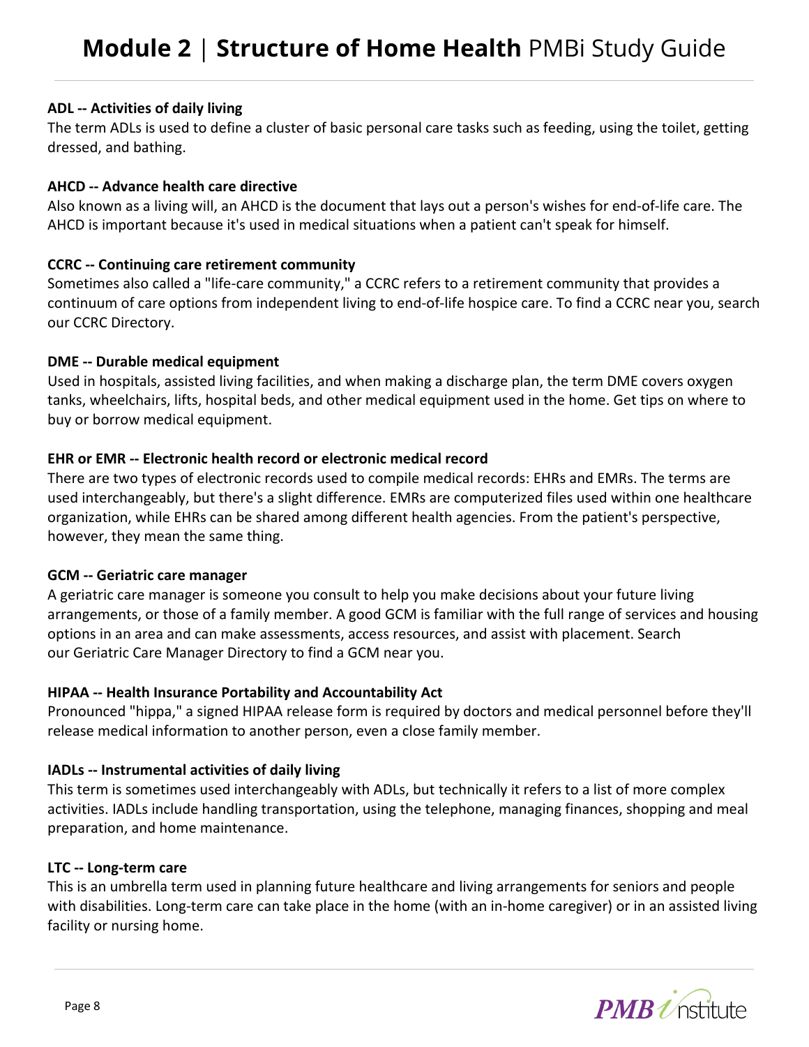**ADL -- Activities of daily living**

The term ADLs is used to define a cluster of basic personal care tasks such as feeding, using the toilet, getting dressed, and bathing.

**AHCD -- Advance health care directive**

Also known as a living will, an AHCD is the document that lays out a person's wishes for end-of-life care. The AHCD is important because it's used in medical situations when a patient can't speak for himself.

**CCRC -- Continuing care retirement community**

Sometimes also called a "life-care community," a CCRC refers to a retirement community that provides a continuum of care options from independent living to end-of-life hospice care. To find a CCRC near you, search our CCRC Directory.

**DME -- Durable medical equipment**

Used in hospitals, assisted living facilities, and when making a discharge plan, the term DME covers oxygen tanks, wheelchairs, lifts, hospital beds, and other medical equipment used in the home. Get tips on where to buy or borrow medical equipment.

**EHR or EMR -- Electronic health record or electronic medical record**

There are two types of electronic records used to compile medical records: EHRs and EMRs. The terms are used interchangeably, but there's a slight difference. EMRs are computerized files used within one healthcare organization, while EHRs can be shared among different health agencies. From the patient's perspective, however, they mean the same thing.

**GCM -- Geriatric care manager**

A geriatric care manager is someone you consult to help you make decisions about your future living arrangements, or those of a family member. A good GCM is familiar with the full range of services and housing options in an area and can make assessments, access resources, and assist with placement. Search our Geriatric Care Manager Directory to find a GCM near you.

**HIPAA -- Health Insurance Portability and Accountability Act**

Pronounced "hippa," a signed HIPAA release form is required by doctors and medical personnel before they'll release medical information to another person, even a close family member.

**IADLs -- Instrumental activities of daily living**

This term is sometimes used interchangeably with ADLs, but technically it refers to a list of more complex activities. IADLs include handling transportation, using the telephone, managing finances, shopping and meal preparation, and home maintenance.

**LTC -- Long-term care**

This is an umbrella term used in planning future healthcare and living arrangements for seniors and people with disabilities. Long-term care can take place in the home (with an in-home caregiver) or in an assisted living facility or nursing home.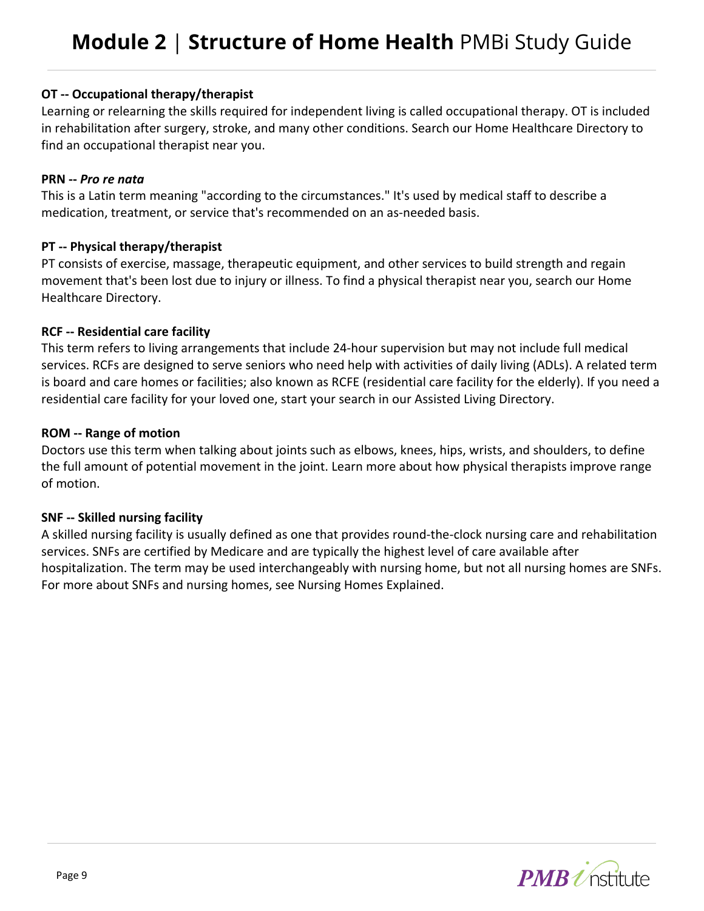**OT -- Occupational therapy/therapist**

Learning or relearning the skills required for independent living is called occupational therapy. OT is included in rehabilitation after surgery, stroke, and many other conditions. Search our Home Healthcare Directory to find an occupational therapist near you.

**PRN -- *Pro re nata***

This is a Latin term meaning "according to the circumstances." It's used by medical staff to describe a medication, treatment, or service that's recommended on an as-needed basis.

**PT -- Physical therapy/therapist**

PT consists of exercise, massage, therapeutic equipment, and other services to build strength and regain movement that's been lost due to injury or illness. To find a physical therapist near you, search our Home Healthcare Directory.

**RCF -- Residential care facility**

This term refers to living arrangements that include 24-hour supervision but may not include full medical services. RCFs are designed to serve seniors who need help with activities of daily living (ADLs). A related term is board and care homes or facilities; also known as RCFE (residential care facility for the elderly). If you need a residential care facility for your loved one, start your search in our Assisted Living Directory.

**ROM -- Range of motion**

Doctors use this term when talking about joints such as elbows, knees, hips, wrists, and shoulders, to define the full amount of potential movement in the joint. Learn more about how physical therapists improve range of motion.

**SNF -- Skilled nursing facility**

A skilled nursing facility is usually defined as one that provides round-the-clock nursing care and rehabilitation services. SNFs are certified by Medicare and are typically the highest level of care available after hospitalization. The term may be used interchangeably with nursing home, but not all nursing homes are SNFs. For more about SNFs and nursing homes, see Nursing Homes Explained.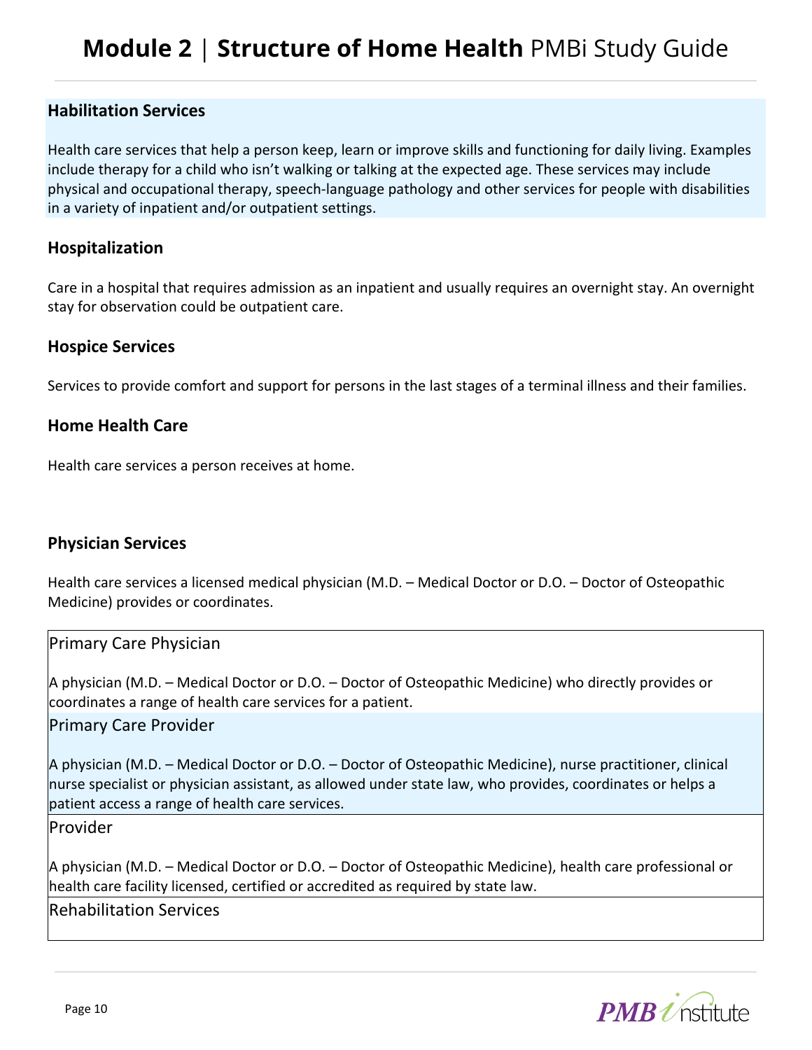### Habilitation Services

Health care services that help a person keep, learn or improve skills and functioning for daily living. Examples include therapy for a child who isn't walking or talking at the expected age. These services may include physical and occupational therapy, speech-language pathology and other services for people with disabilities in a variety of inpatient and/or outpatient settings.

### Hospitalization

Care in a hospital that requires admission as an inpatient and usually requires an overnight stay. An overnight stay for observation could be outpatient care.

### Hospice Services

Services to provide comfort and support for persons in the last stages of a terminal illness and their families.

### Home Health Care

Health care services a person receives at home.

### Physician Services

Health care services a licensed medical physician (M.D. – Medical Doctor or D.O. – Doctor of Osteopathic Medicine) provides or coordinates.

| Primary Care Physician |
|---|
| A physician (M.D. – Medical Doctor or D.O. – Doctor of Osteopathic Medicine) who directly provides or coordinates a range of health care services for a patient. |
| **Primary Care Provider** |
| A physician (M.D. – Medical Doctor or D.O. – Doctor of Osteopathic Medicine), nurse practitioner, clinical nurse specialist or physician assistant, as allowed under state law, who provides, coordinates or helps a patient access a range of health care services. |
| **Provider** |
| A physician (M.D. – Medical Doctor or D.O. – Doctor of Osteopathic Medicine), health care professional or health care facility licensed, certified or accredited as required by state law. |
| **Rehabilitation Services** |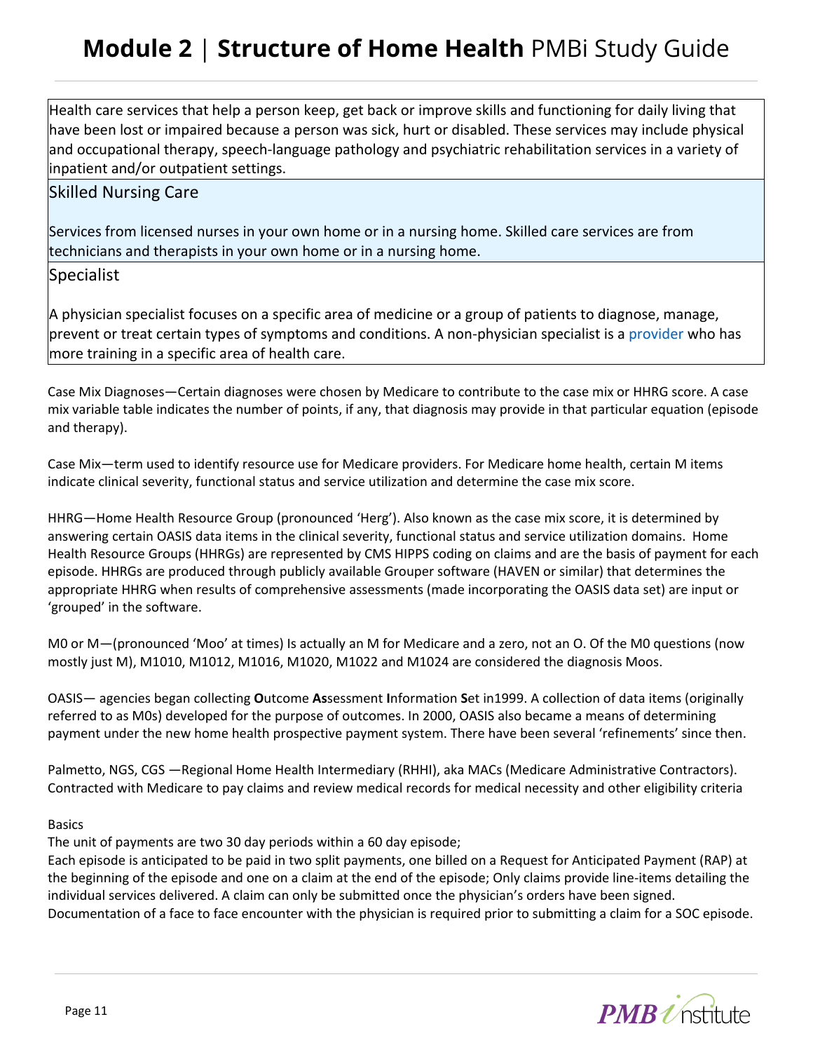| |
|---|
| Health care services that help a person keep, get back or improve skills and functioning for daily living that have been lost or impaired because a person was sick, hurt or disabled. These services may include physical and occupational therapy, speech-language pathology and psychiatric rehabilitation services in a variety of inpatient and/or outpatient settings. |
| Skilled Nursing Care<br><br>Services from licensed nurses in your own home or in a nursing home. Skilled care services are from technicians and therapists in your own home or in a nursing home. |
| Specialist<br><br>A physician specialist focuses on a specific area of medicine or a group of patients to diagnose, manage, prevent or treat certain types of symptoms and conditions. A non-physician specialist is a provider who has more training in a specific area of health care. |

Case Mix Diagnoses—Certain diagnoses were chosen by Medicare to contribute to the case mix or HHRG score. A case mix variable table indicates the number of points, if any, that diagnosis may provide in that particular equation (episode and therapy).

Case Mix—term used to identify resource use for Medicare providers. For Medicare home health, certain M items indicate clinical severity, functional status and service utilization and determine the case mix score.

HHRG—Home Health Resource Group (pronounced 'Herg'). Also known as the case mix score, it is determined by answering certain OASIS data items in the clinical severity, functional status and service utilization domains. Home Health Resource Groups (HHRGs) are represented by CMS HIPPS coding on claims and are the basis of payment for each episode. HHRGs are produced through publicly available Grouper software (HAVEN or similar) that determines the appropriate HHRG when results of comprehensive assessments (made incorporating the OASIS data set) are input or 'grouped' in the software.

M0 or M—(pronounced 'Moo' at times) Is actually an M for Medicare and a zero, not an O. Of the M0 questions (now mostly just M), M1010, M1012, M1016, M1020, M1022 and M1024 are considered the diagnosis Moos.

OASIS— agencies began collecting **O**utcome **As**sessment **I**nformation **S**et in1999. A collection of data items (originally referred to as M0s) developed for the purpose of outcomes. In 2000, OASIS also became a means of determining payment under the new home health prospective payment system. There have been several 'refinements' since then.

Palmetto, NGS, CGS —Regional Home Health Intermediary (RHHI), aka MACs (Medicare Administrative Contractors). Contracted with Medicare to pay claims and review medical records for medical necessity and other eligibility criteria

Basics

The unit of payments are two 30 day periods within a 60 day episode;

Each episode is anticipated to be paid in two split payments, one billed on a Request for Anticipated Payment (RAP) at the beginning of the episode and one on a claim at the end of the episode; Only claims provide line-items detailing the individual services delivered. A claim can only be submitted once the physician's orders have been signed.

Documentation of a face to face encounter with the physician is required prior to submitting a claim for a SOC episode.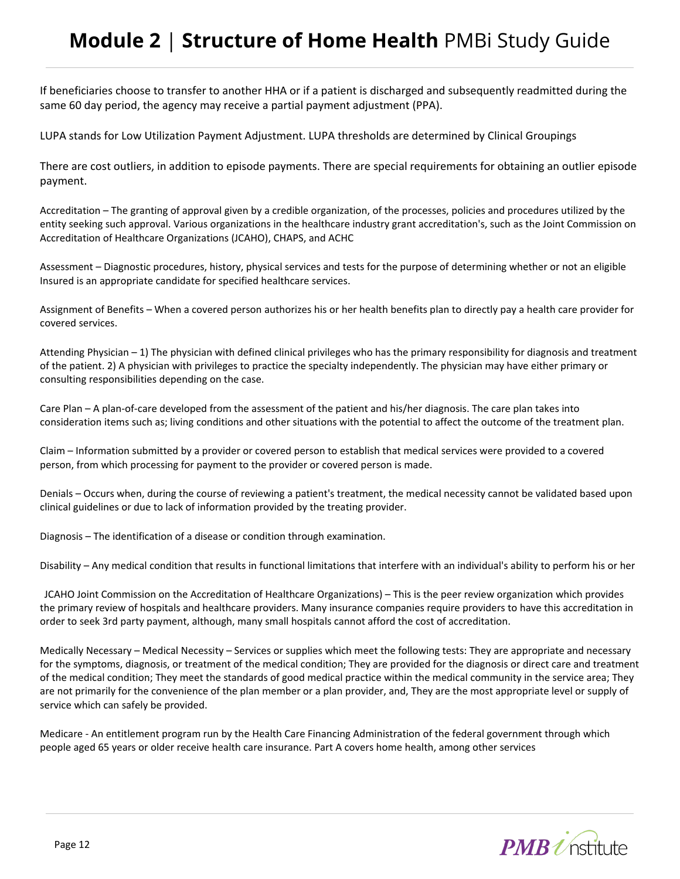If beneficiaries choose to transfer to another HHA or if a patient is discharged and subsequently readmitted during the same 60 day period, the agency may receive a partial payment adjustment (PPA).

LUPA stands for Low Utilization Payment Adjustment. LUPA thresholds are determined by Clinical Groupings

There are cost outliers, in addition to episode payments. There are special requirements for obtaining an outlier episode payment.

Accreditation – The granting of approval given by a credible organization, of the processes, policies and procedures utilized by the entity seeking such approval. Various organizations in the healthcare industry grant accreditation's, such as the Joint Commission on Accreditation of Healthcare Organizations (JCAHO), CHAPS, and ACHC

Assessment – Diagnostic procedures, history, physical services and tests for the purpose of determining whether or not an eligible Insured is an appropriate candidate for specified healthcare services.

Assignment of Benefits – When a covered person authorizes his or her health benefits plan to directly pay a health care provider for covered services.

Attending Physician – 1) The physician with defined clinical privileges who has the primary responsibility for diagnosis and treatment of the patient. 2) A physician with privileges to practice the specialty independently. The physician may have either primary or consulting responsibilities depending on the case.

Care Plan – A plan-of-care developed from the assessment of the patient and his/her diagnosis. The care plan takes into consideration items such as; living conditions and other situations with the potential to affect the outcome of the treatment plan.

Claim – Information submitted by a provider or covered person to establish that medical services were provided to a covered person, from which processing for payment to the provider or covered person is made.

Denials – Occurs when, during the course of reviewing a patient's treatment, the medical necessity cannot be validated based upon clinical guidelines or due to lack of information provided by the treating provider.

Diagnosis – The identification of a disease or condition through examination.

Disability – Any medical condition that results in functional limitations that interfere with an individual's ability to perform his or her

JCAHO Joint Commission on the Accreditation of Healthcare Organizations) – This is the peer review organization which provides the primary review of hospitals and healthcare providers. Many insurance companies require providers to have this accreditation in order to seek 3rd party payment, although, many small hospitals cannot afford the cost of accreditation.

Medically Necessary – Medical Necessity – Services or supplies which meet the following tests: They are appropriate and necessary for the symptoms, diagnosis, or treatment of the medical condition; They are provided for the diagnosis or direct care and treatment of the medical condition; They meet the standards of good medical practice within the medical community in the service area; They are not primarily for the convenience of the plan member or a plan provider, and, They are the most appropriate level or supply of service which can safely be provided.

Medicare - An entitlement program run by the Health Care Financing Administration of the federal government through which people aged 65 years or older receive health care insurance. Part A covers home health, among other services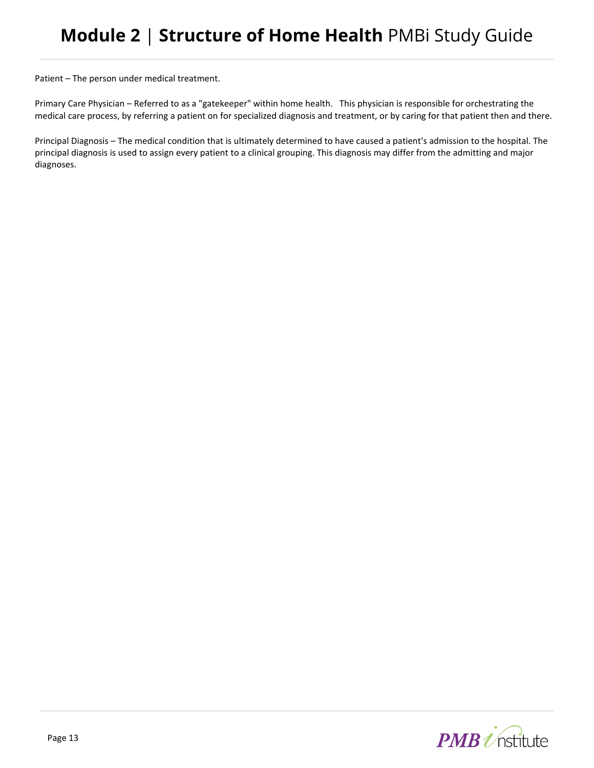Patient – The person under medical treatment.

Primary Care Physician – Referred to as a "gatekeeper" within home health. This physician is responsible for orchestrating the medical care process, by referring a patient on for specialized diagnosis and treatment, or by caring for that patient then and there.

Principal Diagnosis – The medical condition that is ultimately determined to have caused a patient's admission to the hospital. The principal diagnosis is used to assign every patient to a clinical grouping. This diagnosis may differ from the admitting and major diagnoses.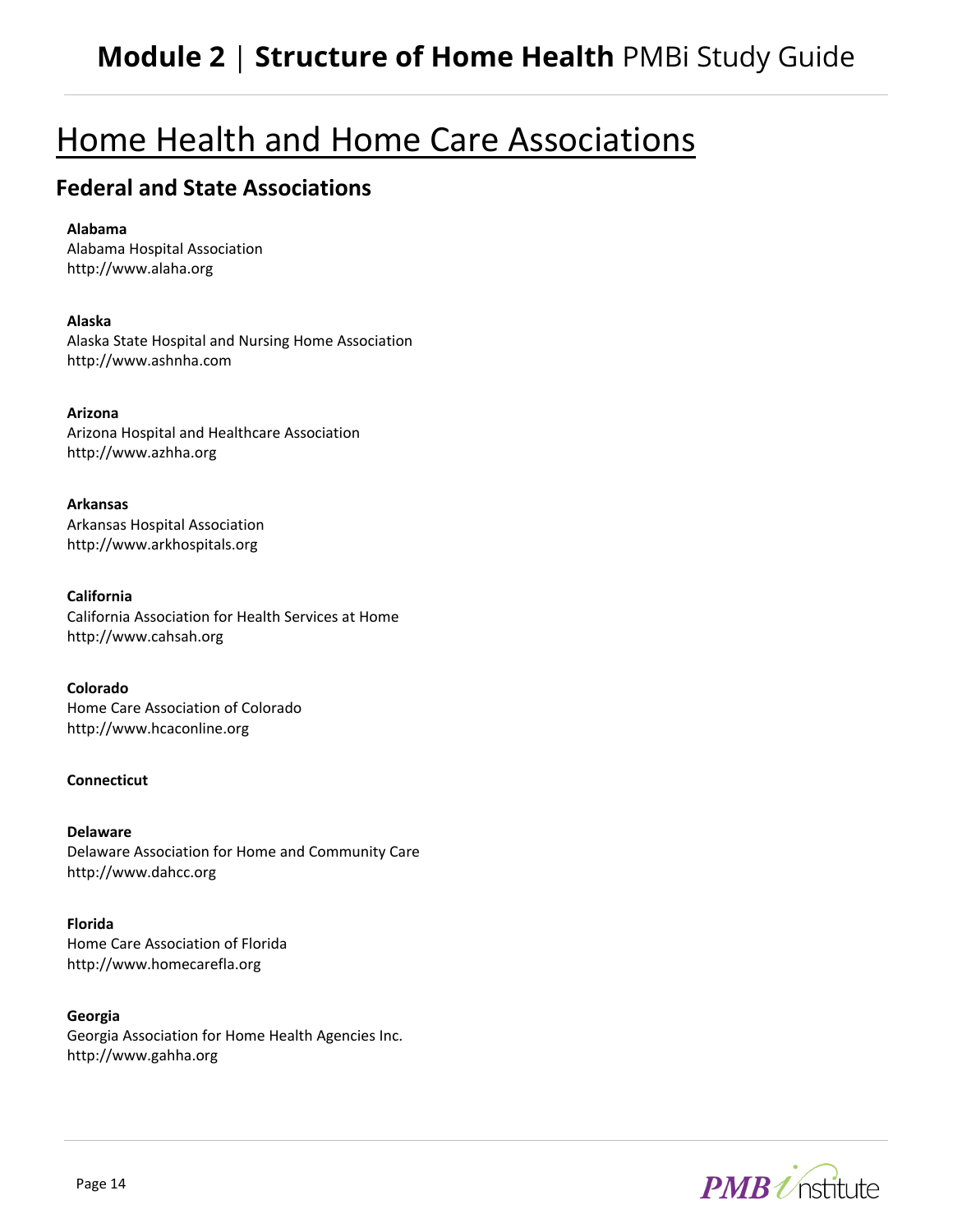# Home Health and Home Care Associations

## Federal and State Associations

**Alabama**
Alabama Hospital Association
http://www.alaha.org

**Alaska**
Alaska State Hospital and Nursing Home Association
http://www.ashnha.com

**Arizona**
Arizona Hospital and Healthcare Association
http://www.azhha.org

**Arkansas**
Arkansas Hospital Association
http://www.arkhospitals.org

**California**
California Association for Health Services at Home
http://www.cahsah.org

**Colorado**
Home Care Association of Colorado
http://www.hcaconline.org

**Connecticut**

**Delaware**
Delaware Association for Home and Community Care
http://www.dahcc.org

**Florida**
Home Care Association of Florida
http://www.homecarefla.org

**Georgia**
Georgia Association for Home Health Agencies Inc.
http://www.gahha.org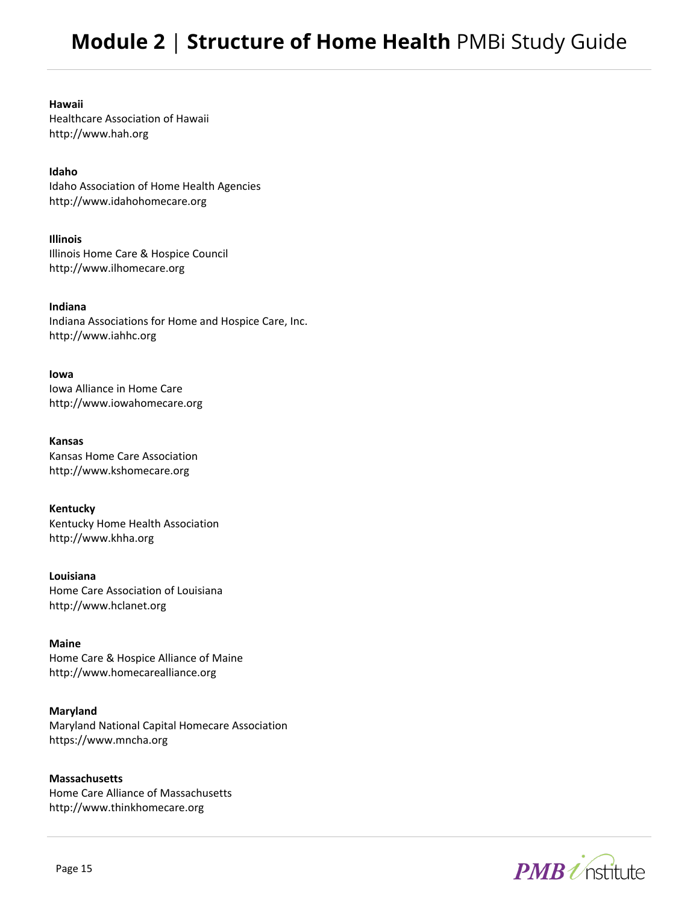**Hawaii**
Healthcare Association of Hawaii
http://www.hah.org

**Idaho**
Idaho Association of Home Health Agencies
http://www.idahohomecare.org

**Illinois**
Illinois Home Care & Hospice Council
http://www.ilhomecare.org

**Indiana**
Indiana Associations for Home and Hospice Care, Inc.
http://www.iahhc.org

**Iowa**
Iowa Alliance in Home Care
http://www.iowahomecare.org

**Kansas**
Kansas Home Care Association
http://www.kshomecare.org

**Kentucky**
Kentucky Home Health Association
http://www.khha.org

**Louisiana**
Home Care Association of Louisiana
http://www.hclanet.org

**Maine**
Home Care & Hospice Alliance of Maine
http://www.homecarealliance.org

**Maryland**
Maryland National Capital Homecare Association
https://www.mncha.org

**Massachusetts**
Home Care Alliance of Massachusetts
http://www.thinkhomecare.org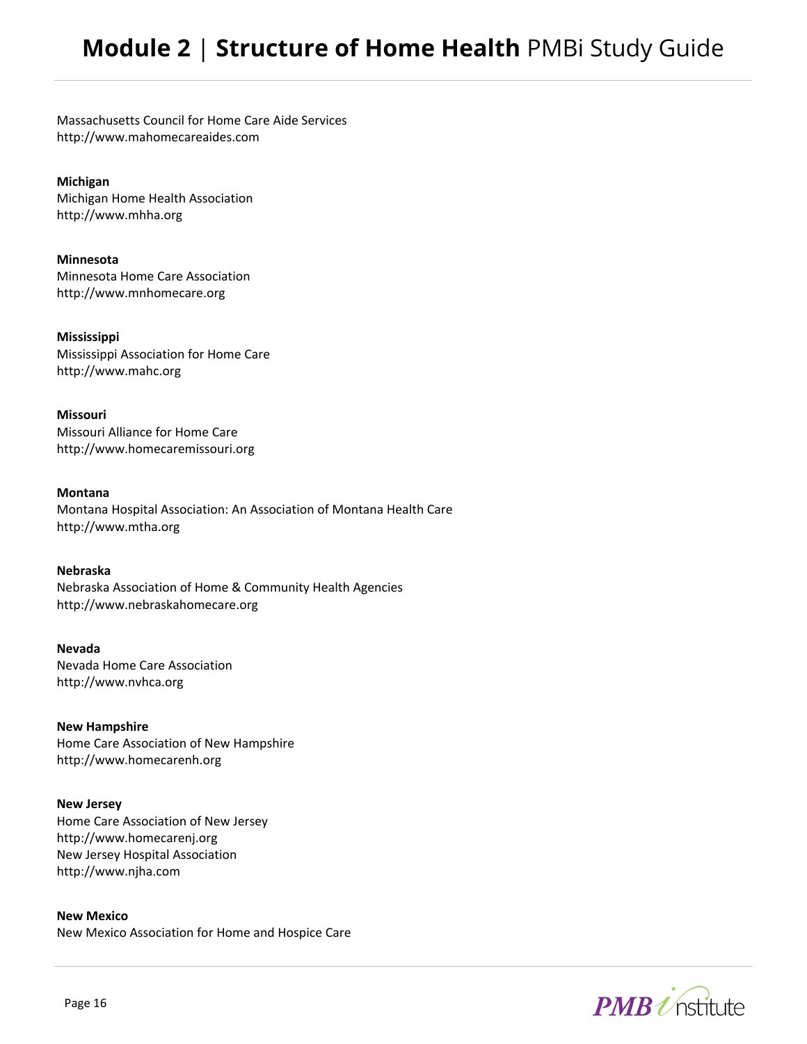Massachusetts Council for Home Care Aide Services
http://www.mahomecareaides.com

**Michigan**
Michigan Home Health Association
http://www.mhha.org

**Minnesota**
Minnesota Home Care Association
http://www.mnhomecare.org

**Mississippi**
Mississippi Association for Home Care
http://www.mahc.org

**Missouri**
Missouri Alliance for Home Care
http://www.homecaremissouri.org

**Montana**
Montana Hospital Association: An Association of Montana Health Care
http://www.mtha.org

**Nebraska**
Nebraska Association of Home & Community Health Agencies
http://www.nebraskahomecare.org

**Nevada**
Nevada Home Care Association
http://www.nvhca.org

**New Hampshire**
Home Care Association of New Hampshire
http://www.homecarenh.org

**New Jersey**
Home Care Association of New Jersey
http://www.homecarenj.org
New Jersey Hospital Association
http://www.njha.com

**New Mexico**
New Mexico Association for Home and Hospice Care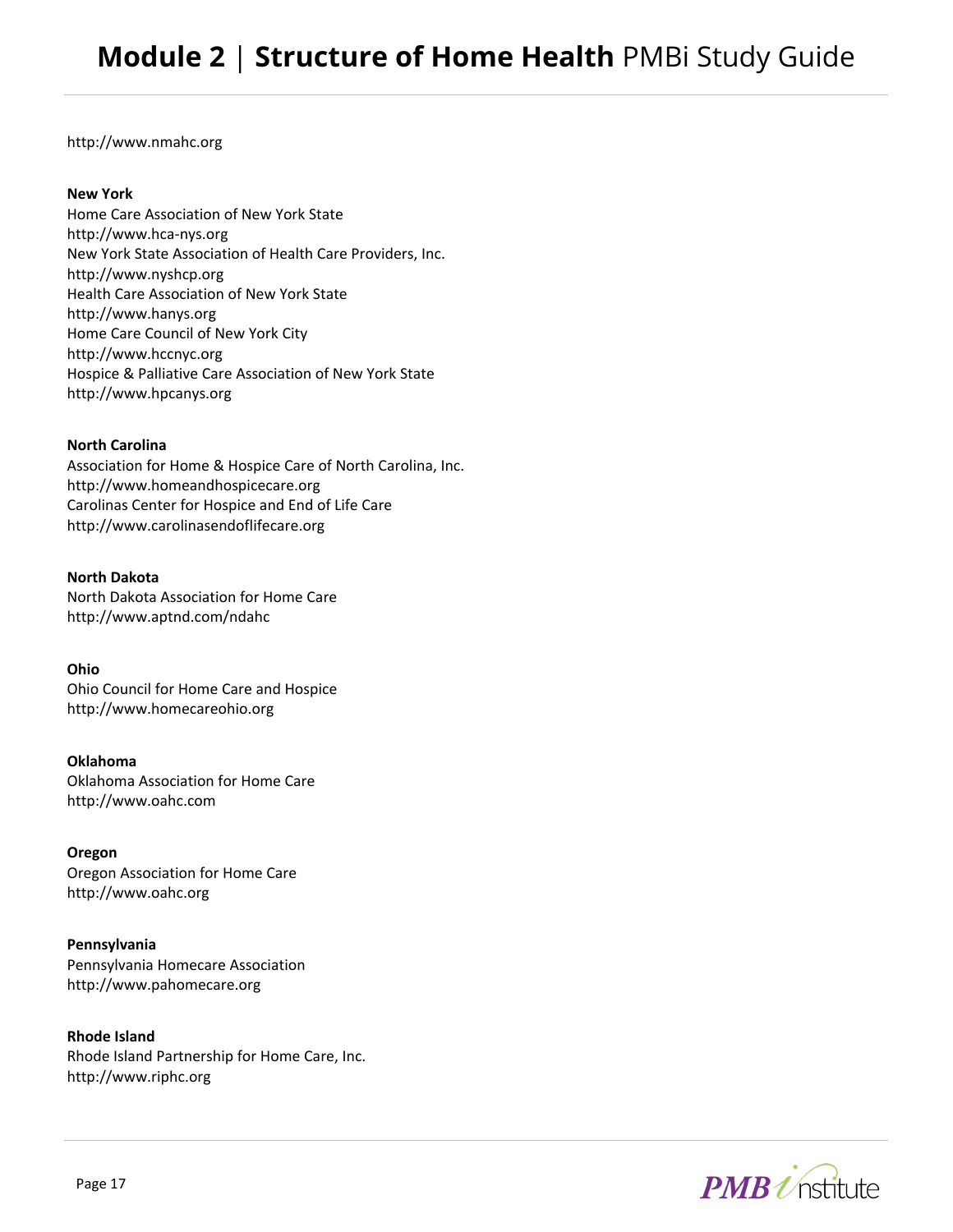http://www.nmahc.org

**New York**
Home Care Association of New York State
http://www.hca-nys.org
New York State Association of Health Care Providers, Inc.
http://www.nyshcp.org
Health Care Association of New York State
http://www.hanys.org
Home Care Council of New York City
http://www.hccnyc.org
Hospice & Palliative Care Association of New York State
http://www.hpcanys.org

**North Carolina**
Association for Home & Hospice Care of North Carolina, Inc.
http://www.homeandhospicecare.org
Carolinas Center for Hospice and End of Life Care
http://www.carolinasendoflifecare.org

**North Dakota**
North Dakota Association for Home Care
http://www.aptnd.com/ndahc

**Ohio**
Ohio Council for Home Care and Hospice
http://www.homecareohio.org

**Oklahoma**
Oklahoma Association for Home Care
http://www.oahc.com

**Oregon**
Oregon Association for Home Care
http://www.oahc.org

**Pennsylvania**
Pennsylvania Homecare Association
http://www.pahomecare.org

**Rhode Island**
Rhode Island Partnership for Home Care, Inc.
http://www.riphc.org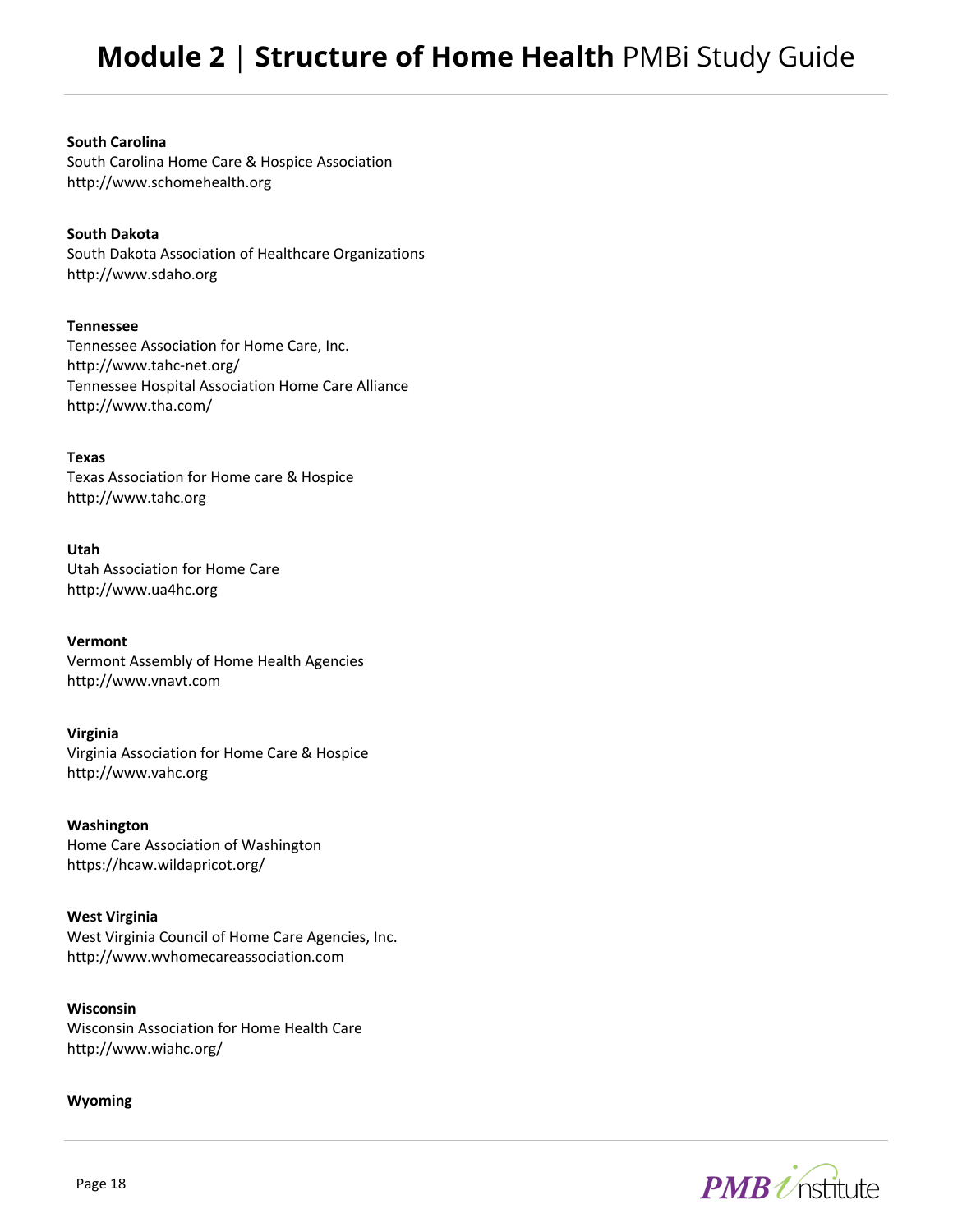**South Carolina**
South Carolina Home Care & Hospice Association
http://www.schomehealth.org

**South Dakota**
South Dakota Association of Healthcare Organizations
http://www.sdaho.org

**Tennessee**
Tennessee Association for Home Care, Inc.
http://www.tahc-net.org/
Tennessee Hospital Association Home Care Alliance
http://www.tha.com/

**Texas**
Texas Association for Home care & Hospice
http://www.tahc.org

**Utah**
Utah Association for Home Care
http://www.ua4hc.org

**Vermont**
Vermont Assembly of Home Health Agencies
http://www.vnavt.com

**Virginia**
Virginia Association for Home Care & Hospice
http://www.vahc.org

**Washington**
Home Care Association of Washington
https://hcaw.wildapricot.org/

**West Virginia**
West Virginia Council of Home Care Agencies, Inc.
http://www.wvhomecareassociation.com

**Wisconsin**
Wisconsin Association for Home Health Care
http://www.wiahc.org/

**Wyoming**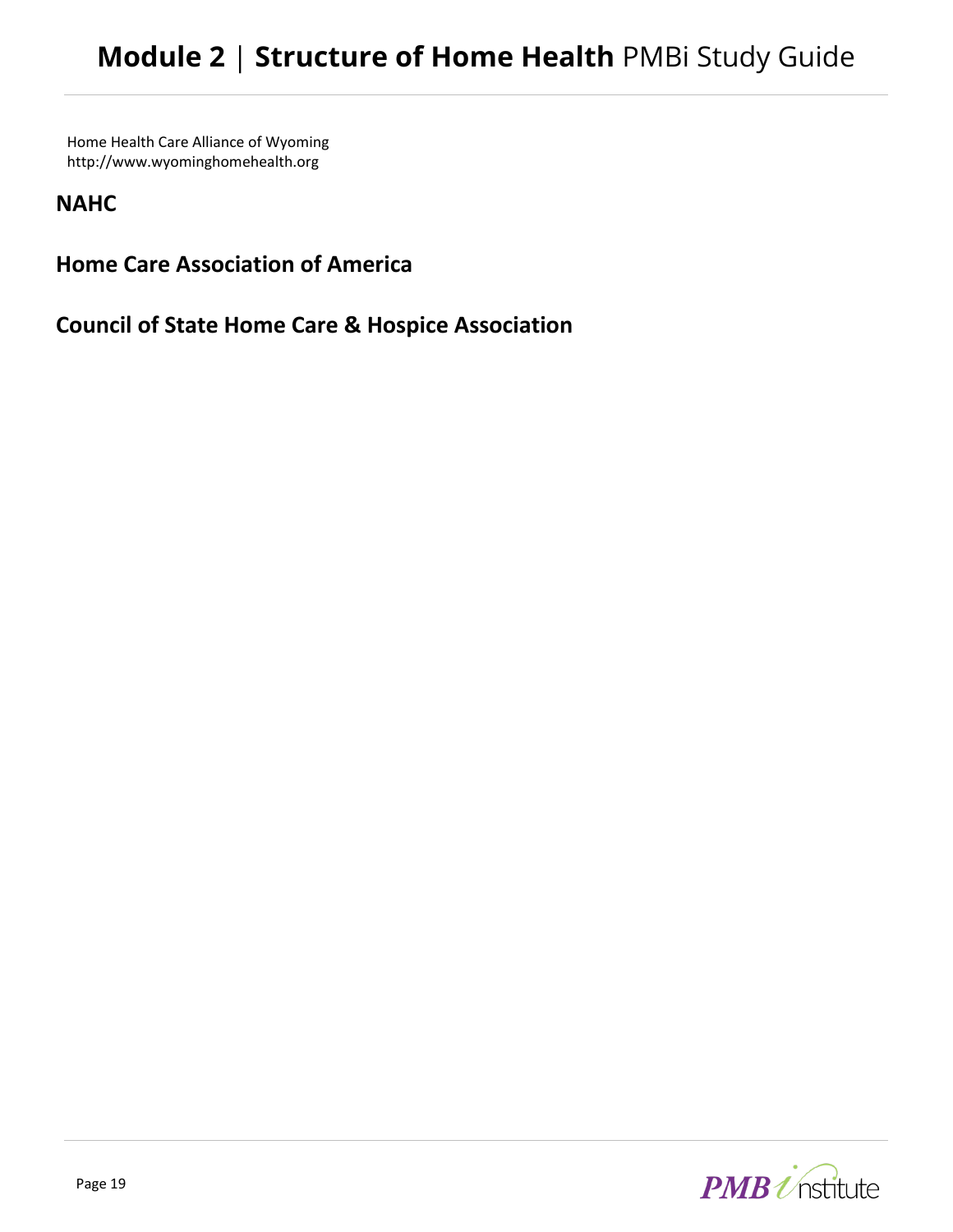Home Health Care Alliance of Wyoming
http://www.wyominghomehealth.org

## NAHC

## Home Care Association of America

## Council of State Home Care & Hospice Association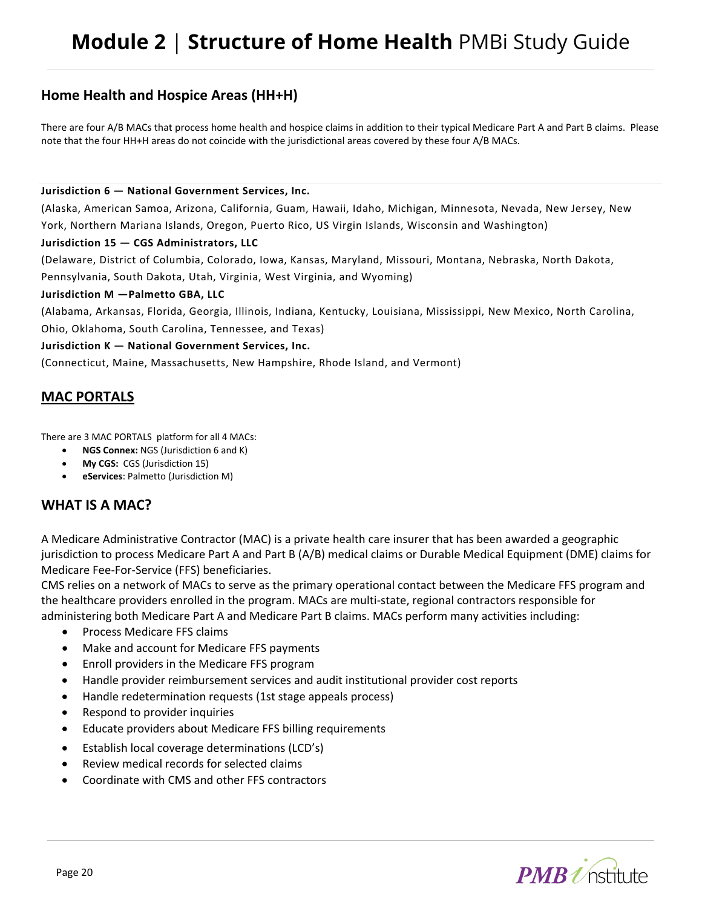## Home Health and Hospice Areas (HH+H)

There are four A/B MACs that process home health and hospice claims in addition to their typical Medicare Part A and Part B claims. Please note that the four HH+H areas do not coincide with the jurisdictional areas covered by these four A/B MACs.

**Jurisdiction 6 — National Government Services, Inc.**

(Alaska, American Samoa, Arizona, California, Guam, Hawaii, Idaho, Michigan, Minnesota, Nevada, New Jersey, New York, Northern Mariana Islands, Oregon, Puerto Rico, US Virgin Islands, Wisconsin and Washington)

**Jurisdiction 15 — CGS Administrators, LLC**

(Delaware, District of Columbia, Colorado, Iowa, Kansas, Maryland, Missouri, Montana, Nebraska, North Dakota, Pennsylvania, South Dakota, Utah, Virginia, West Virginia, and Wyoming)

**Jurisdiction M —Palmetto GBA, LLC**

(Alabama, Arkansas, Florida, Georgia, Illinois, Indiana, Kentucky, Louisiana, Mississippi, New Mexico, North Carolina, Ohio, Oklahoma, South Carolina, Tennessee, and Texas)

**Jurisdiction K — National Government Services, Inc.**

(Connecticut, Maine, Massachusetts, New Hampshire, Rhode Island, and Vermont)

## MAC PORTALS

There are 3 MAC PORTALS platform for all 4 MACs:

- **NGS Connex:** NGS (Jurisdiction 6 and K)
- **My CGS:** CGS (Jurisdiction 15)
- **eServices**: Palmetto (Jurisdiction M)

## WHAT IS A MAC?

A Medicare Administrative Contractor (MAC) is a private health care insurer that has been awarded a geographic jurisdiction to process Medicare Part A and Part B (A/B) medical claims or Durable Medical Equipment (DME) claims for Medicare Fee-For-Service (FFS) beneficiaries.

CMS relies on a network of MACs to serve as the primary operational contact between the Medicare FFS program and the healthcare providers enrolled in the program. MACs are multi-state, regional contractors responsible for administering both Medicare Part A and Medicare Part B claims. MACs perform many activities including:

- Process Medicare FFS claims
- Make and account for Medicare FFS payments
- Enroll providers in the Medicare FFS program
- Handle provider reimbursement services and audit institutional provider cost reports
- Handle redetermination requests (1st stage appeals process)
- Respond to provider inquiries
- Educate providers about Medicare FFS billing requirements
- Establish local coverage determinations (LCD's)
- Review medical records for selected claims
- Coordinate with CMS and other FFS contractors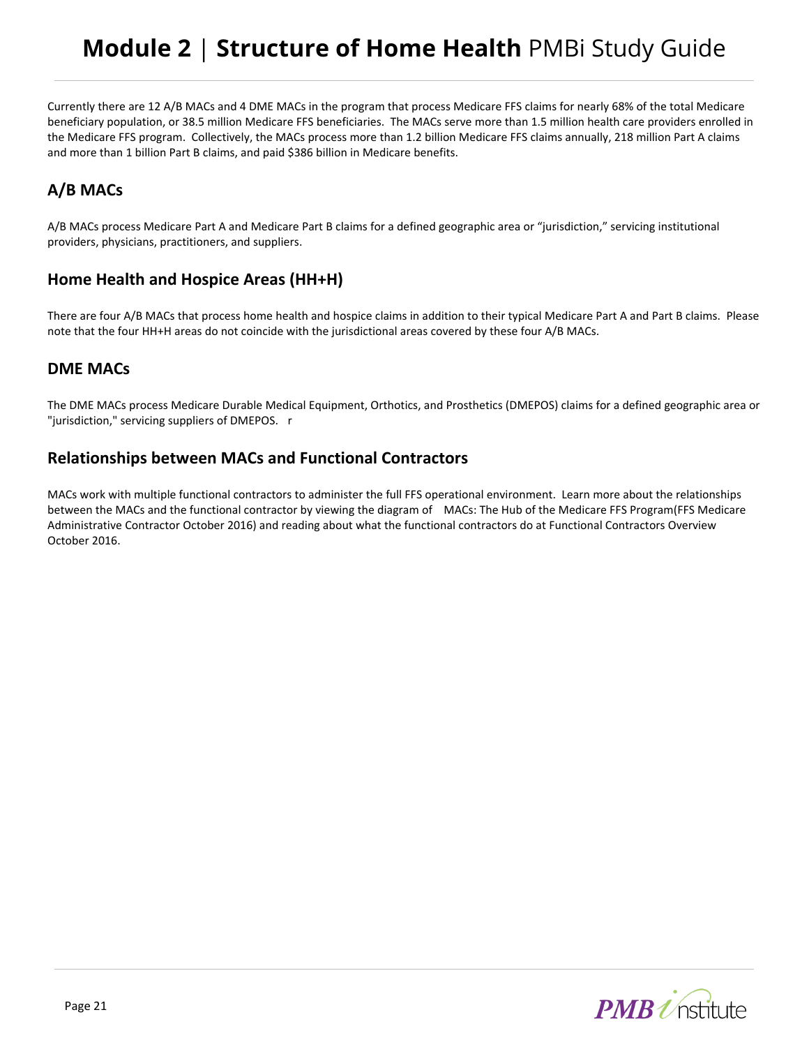Currently there are 12 A/B MACs and 4 DME MACs in the program that process Medicare FFS claims for nearly 68% of the total Medicare beneficiary population, or 38.5 million Medicare FFS beneficiaries. The MACs serve more than 1.5 million health care providers enrolled in the Medicare FFS program. Collectively, the MACs process more than 1.2 billion Medicare FFS claims annually, 218 million Part A claims and more than 1 billion Part B claims, and paid $386 billion in Medicare benefits.

## A/B MACs

A/B MACs process Medicare Part A and Medicare Part B claims for a defined geographic area or "jurisdiction," servicing institutional providers, physicians, practitioners, and suppliers.

## Home Health and Hospice Areas (HH+H)

There are four A/B MACs that process home health and hospice claims in addition to their typical Medicare Part A and Part B claims. Please note that the four HH+H areas do not coincide with the jurisdictional areas covered by these four A/B MACs.

## DME MACs

The DME MACs process Medicare Durable Medical Equipment, Orthotics, and Prosthetics (DMEPOS) claims for a defined geographic area or "jurisdiction," servicing suppliers of DMEPOS. r

## Relationships between MACs and Functional Contractors

MACs work with multiple functional contractors to administer the full FFS operational environment. Learn more about the relationships between the MACs and the functional contractor by viewing the diagram of MACs: The Hub of the Medicare FFS Program(FFS Medicare Administrative Contractor October 2016) and reading about what the functional contractors do at Functional Contractors Overview October 2016.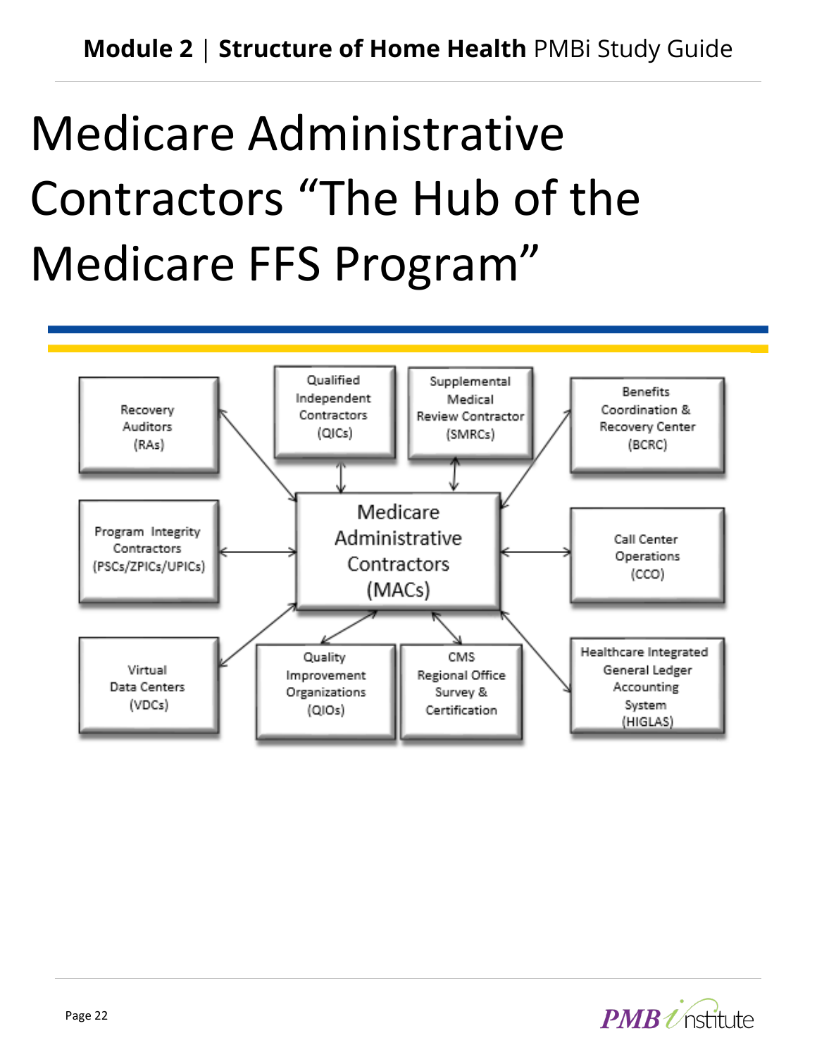# Medicare Administrative Contractors "The Hub of the Medicare FFS Program"

Recovery Auditors (RAs)

Qualified Independent Contractors (QICs)

Supplemental Medical Review Contractor (SMRCs)

Benefits Coordination & Recovery Center (BCRC)

Program Integrity Contractors (PSCs/ZPICs/UPICs)

Medicare Administrative Contractors (MACs)

Call Center Operations (CCO)

Virtual Data Centers (VDCs)

Quality Improvement Organizations (QIOs)

CMS Regional Office Survey & Certification

Healthcare Integrated General Ledger Accounting System (HIGLAS)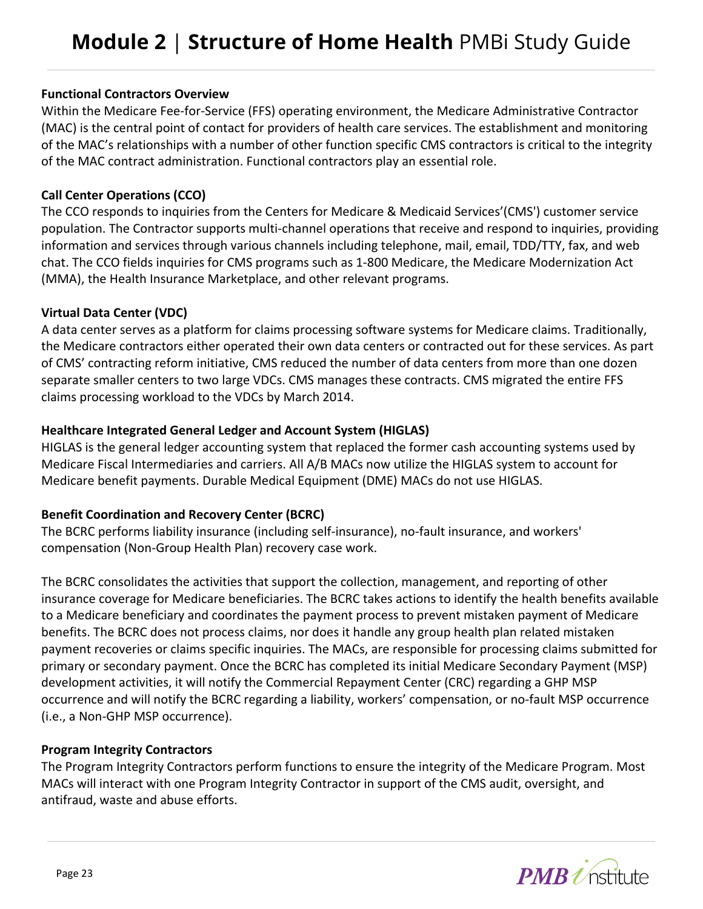**Functional Contractors Overview**

Within the Medicare Fee-for-Service (FFS) operating environment, the Medicare Administrative Contractor (MAC) is the central point of contact for providers of health care services. The establishment and monitoring of the MAC's relationships with a number of other function specific CMS contractors is critical to the integrity of the MAC contract administration. Functional contractors play an essential role.

**Call Center Operations (CCO)**

The CCO responds to inquiries from the Centers for Medicare & Medicaid Services'(CMS') customer service population. The Contractor supports multi-channel operations that receive and respond to inquiries, providing information and services through various channels including telephone, mail, email, TDD/TTY, fax, and web chat. The CCO fields inquiries for CMS programs such as 1-800 Medicare, the Medicare Modernization Act (MMA), the Health Insurance Marketplace, and other relevant programs.

**Virtual Data Center (VDC)**

A data center serves as a platform for claims processing software systems for Medicare claims. Traditionally, the Medicare contractors either operated their own data centers or contracted out for these services. As part of CMS' contracting reform initiative, CMS reduced the number of data centers from more than one dozen separate smaller centers to two large VDCs. CMS manages these contracts. CMS migrated the entire FFS claims processing workload to the VDCs by March 2014.

**Healthcare Integrated General Ledger and Account System (HIGLAS)**

HIGLAS is the general ledger accounting system that replaced the former cash accounting systems used by Medicare Fiscal Intermediaries and carriers. All A/B MACs now utilize the HIGLAS system to account for Medicare benefit payments. Durable Medical Equipment (DME) MACs do not use HIGLAS.

**Benefit Coordination and Recovery Center (BCRC)**

The BCRC performs liability insurance (including self-insurance), no-fault insurance, and workers' compensation (Non-Group Health Plan) recovery case work.

The BCRC consolidates the activities that support the collection, management, and reporting of other insurance coverage for Medicare beneficiaries. The BCRC takes actions to identify the health benefits available to a Medicare beneficiary and coordinates the payment process to prevent mistaken payment of Medicare benefits. The BCRC does not process claims, nor does it handle any group health plan related mistaken payment recoveries or claims specific inquiries. The MACs, are responsible for processing claims submitted for primary or secondary payment. Once the BCRC has completed its initial Medicare Secondary Payment (MSP) development activities, it will notify the Commercial Repayment Center (CRC) regarding a GHP MSP occurrence and will notify the BCRC regarding a liability, workers' compensation, or no-fault MSP occurrence (i.e., a Non-GHP MSP occurrence).

**Program Integrity Contractors**

The Program Integrity Contractors perform functions to ensure the integrity of the Medicare Program. Most MACs will interact with one Program Integrity Contractor in support of the CMS audit, oversight, and antifraud, waste and abuse efforts.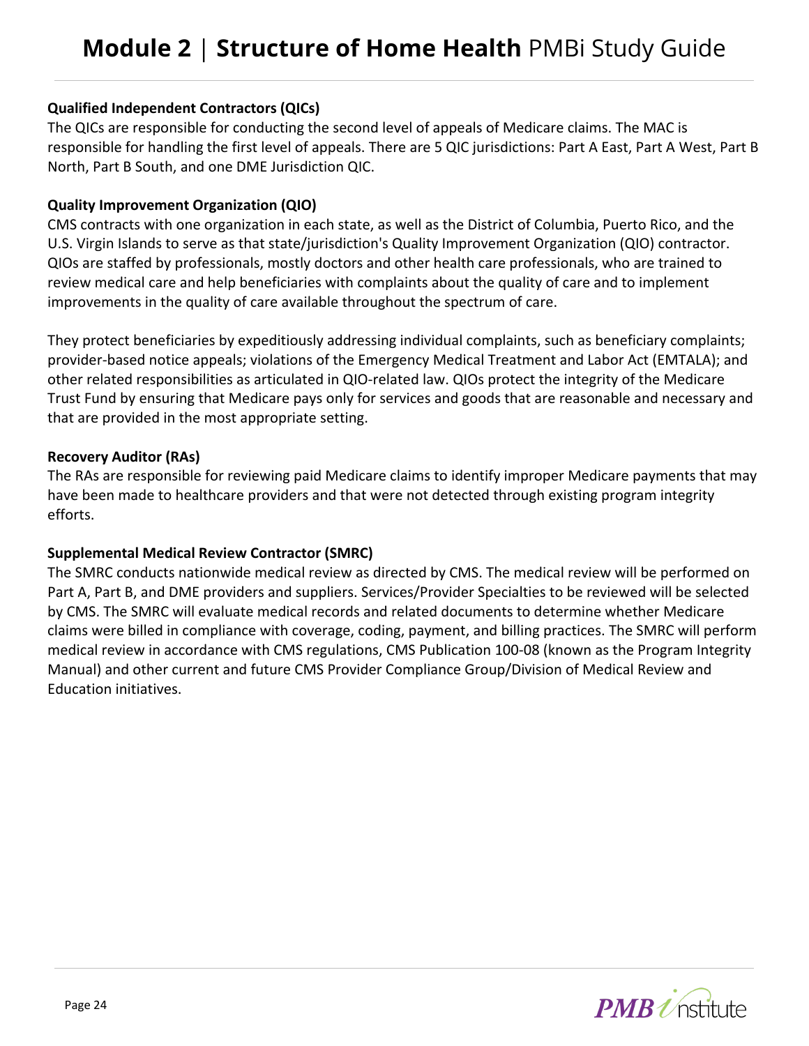### Qualified Independent Contractors (QICs)

The QICs are responsible for conducting the second level of appeals of Medicare claims. The MAC is responsible for handling the first level of appeals. There are 5 QIC jurisdictions: Part A East, Part A West, Part B North, Part B South, and one DME Jurisdiction QIC.

### Quality Improvement Organization (QIO)

CMS contracts with one organization in each state, as well as the District of Columbia, Puerto Rico, and the U.S. Virgin Islands to serve as that state/jurisdiction's Quality Improvement Organization (QIO) contractor. QIOs are staffed by professionals, mostly doctors and other health care professionals, who are trained to review medical care and help beneficiaries with complaints about the quality of care and to implement improvements in the quality of care available throughout the spectrum of care.

They protect beneficiaries by expeditiously addressing individual complaints, such as beneficiary complaints; provider-based notice appeals; violations of the Emergency Medical Treatment and Labor Act (EMTALA); and other related responsibilities as articulated in QIO-related law. QIOs protect the integrity of the Medicare Trust Fund by ensuring that Medicare pays only for services and goods that are reasonable and necessary and that are provided in the most appropriate setting.

### Recovery Auditor (RAs)

The RAs are responsible for reviewing paid Medicare claims to identify improper Medicare payments that may have been made to healthcare providers and that were not detected through existing program integrity efforts.

### Supplemental Medical Review Contractor (SMRC)

The SMRC conducts nationwide medical review as directed by CMS. The medical review will be performed on Part A, Part B, and DME providers and suppliers. Services/Provider Specialties to be reviewed will be selected by CMS. The SMRC will evaluate medical records and related documents to determine whether Medicare claims were billed in compliance with coverage, coding, payment, and billing practices. The SMRC will perform medical review in accordance with CMS regulations, CMS Publication 100-08 (known as the Program Integrity Manual) and other current and future CMS Provider Compliance Group/Division of Medical Review and Education initiatives.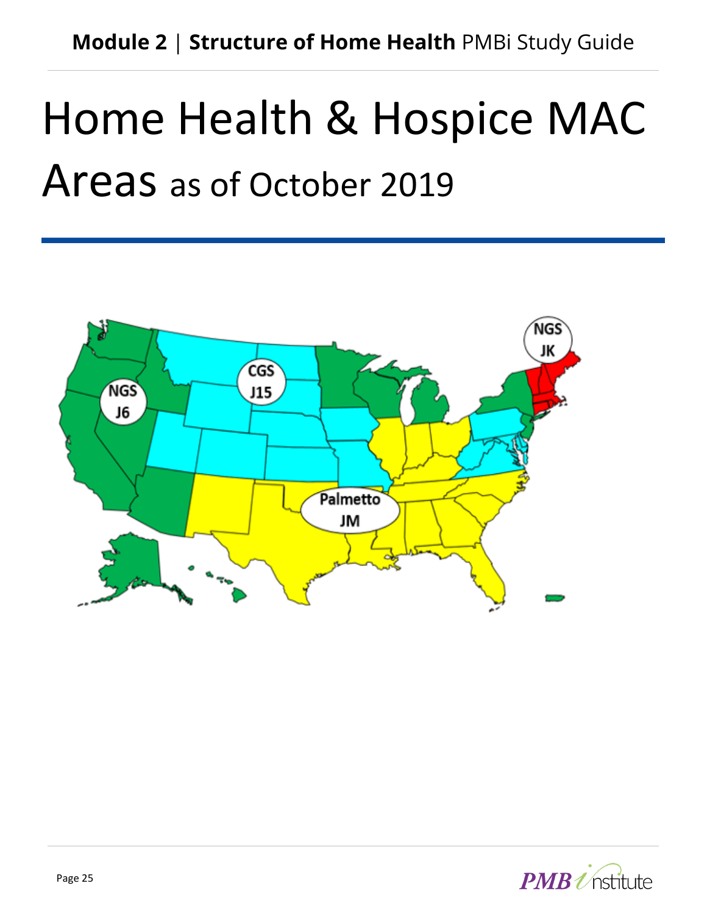# Home Health & Hospice MAC Areas as of October 2019

NGS J6

CGS J15

NGS JK

Palmetto JM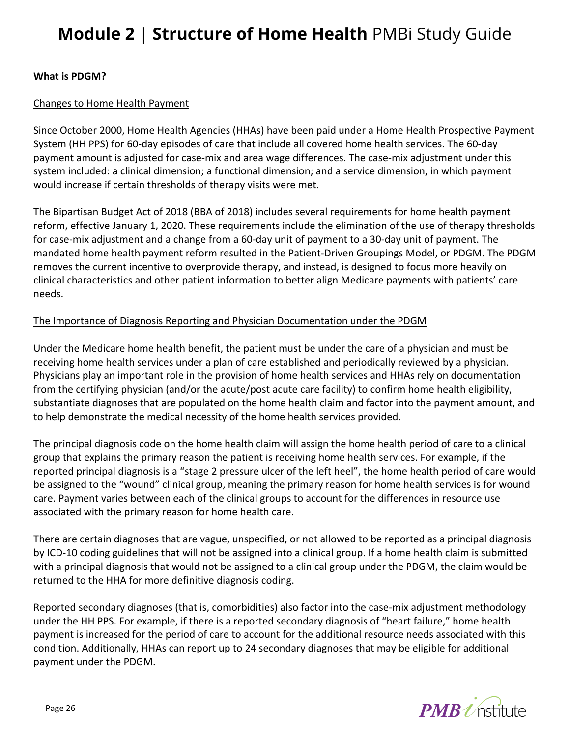**What is PDGM?**

Changes to Home Health Payment

Since October 2000, Home Health Agencies (HHAs) have been paid under a Home Health Prospective Payment System (HH PPS) for 60-day episodes of care that include all covered home health services. The 60-day payment amount is adjusted for case-mix and area wage differences. The case-mix adjustment under this system included: a clinical dimension; a functional dimension; and a service dimension, in which payment would increase if certain thresholds of therapy visits were met.

The Bipartisan Budget Act of 2018 (BBA of 2018) includes several requirements for home health payment reform, effective January 1, 2020. These requirements include the elimination of the use of therapy thresholds for case-mix adjustment and a change from a 60-day unit of payment to a 30-day unit of payment. The mandated home health payment reform resulted in the Patient-Driven Groupings Model, or PDGM. The PDGM removes the current incentive to overprovide therapy, and instead, is designed to focus more heavily on clinical characteristics and other patient information to better align Medicare payments with patients' care needs.

The Importance of Diagnosis Reporting and Physician Documentation under the PDGM

Under the Medicare home health benefit, the patient must be under the care of a physician and must be receiving home health services under a plan of care established and periodically reviewed by a physician. Physicians play an important role in the provision of home health services and HHAs rely on documentation from the certifying physician (and/or the acute/post acute care facility) to confirm home health eligibility, substantiate diagnoses that are populated on the home health claim and factor into the payment amount, and to help demonstrate the medical necessity of the home health services provided.

The principal diagnosis code on the home health claim will assign the home health period of care to a clinical group that explains the primary reason the patient is receiving home health services. For example, if the reported principal diagnosis is a "stage 2 pressure ulcer of the left heel", the home health period of care would be assigned to the "wound" clinical group, meaning the primary reason for home health services is for wound care. Payment varies between each of the clinical groups to account for the differences in resource use associated with the primary reason for home health care.

There are certain diagnoses that are vague, unspecified, or not allowed to be reported as a principal diagnosis by ICD-10 coding guidelines that will not be assigned into a clinical group. If a home health claim is submitted with a principal diagnosis that would not be assigned to a clinical group under the PDGM, the claim would be returned to the HHA for more definitive diagnosis coding.

Reported secondary diagnoses (that is, comorbidities) also factor into the case-mix adjustment methodology under the HH PPS. For example, if there is a reported secondary diagnosis of "heart failure," home health payment is increased for the period of care to account for the additional resource needs associated with this condition. Additionally, HHAs can report up to 24 secondary diagnoses that may be eligible for additional payment under the PDGM.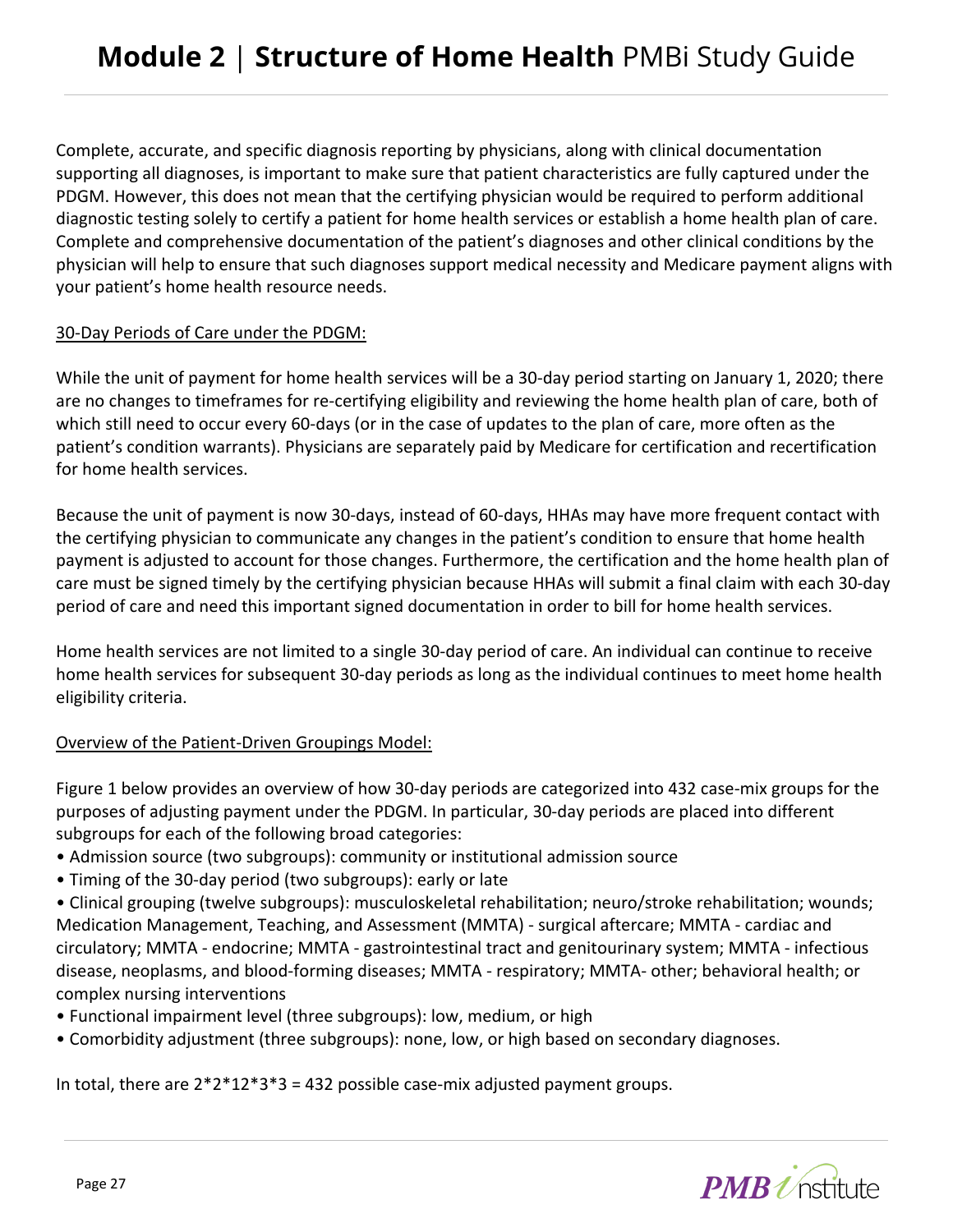Complete, accurate, and specific diagnosis reporting by physicians, along with clinical documentation supporting all diagnoses, is important to make sure that patient characteristics are fully captured under the PDGM. However, this does not mean that the certifying physician would be required to perform additional diagnostic testing solely to certify a patient for home health services or establish a home health plan of care. Complete and comprehensive documentation of the patient's diagnoses and other clinical conditions by the physician will help to ensure that such diagnoses support medical necessity and Medicare payment aligns with your patient's home health resource needs.

<u>30-Day Periods of Care under the PDGM:</u>

While the unit of payment for home health services will be a 30-day period starting on January 1, 2020; there are no changes to timeframes for re-certifying eligibility and reviewing the home health plan of care, both of which still need to occur every 60-days (or in the case of updates to the plan of care, more often as the patient's condition warrants). Physicians are separately paid by Medicare for certification and recertification for home health services.

Because the unit of payment is now 30-days, instead of 60-days, HHAs may have more frequent contact with the certifying physician to communicate any changes in the patient's condition to ensure that home health payment is adjusted to account for those changes. Furthermore, the certification and the home health plan of care must be signed timely by the certifying physician because HHAs will submit a final claim with each 30-day period of care and need this important signed documentation in order to bill for home health services.

Home health services are not limited to a single 30-day period of care. An individual can continue to receive home health services for subsequent 30-day periods as long as the individual continues to meet home health eligibility criteria.

<u>Overview of the Patient-Driven Groupings Model:</u>

Figure 1 below provides an overview of how 30-day periods are categorized into 432 case-mix groups for the purposes of adjusting payment under the PDGM. In particular, 30-day periods are placed into different subgroups for each of the following broad categories:

- Admission source (two subgroups): community or institutional admission source
- Timing of the 30-day period (two subgroups): early or late
- Clinical grouping (twelve subgroups): musculoskeletal rehabilitation; neuro/stroke rehabilitation; wounds; Medication Management, Teaching, and Assessment (MMTA) - surgical aftercare; MMTA - cardiac and circulatory; MMTA - endocrine; MMTA - gastrointestinal tract and genitourinary system; MMTA - infectious disease, neoplasms, and blood-forming diseases; MMTA - respiratory; MMTA- other; behavioral health; or complex nursing interventions
- Functional impairment level (three subgroups): low, medium, or high
- Comorbidity adjustment (three subgroups): none, low, or high based on secondary diagnoses.

In total, there are $2*2*12*3*3 = 432$ possible case-mix adjusted payment groups.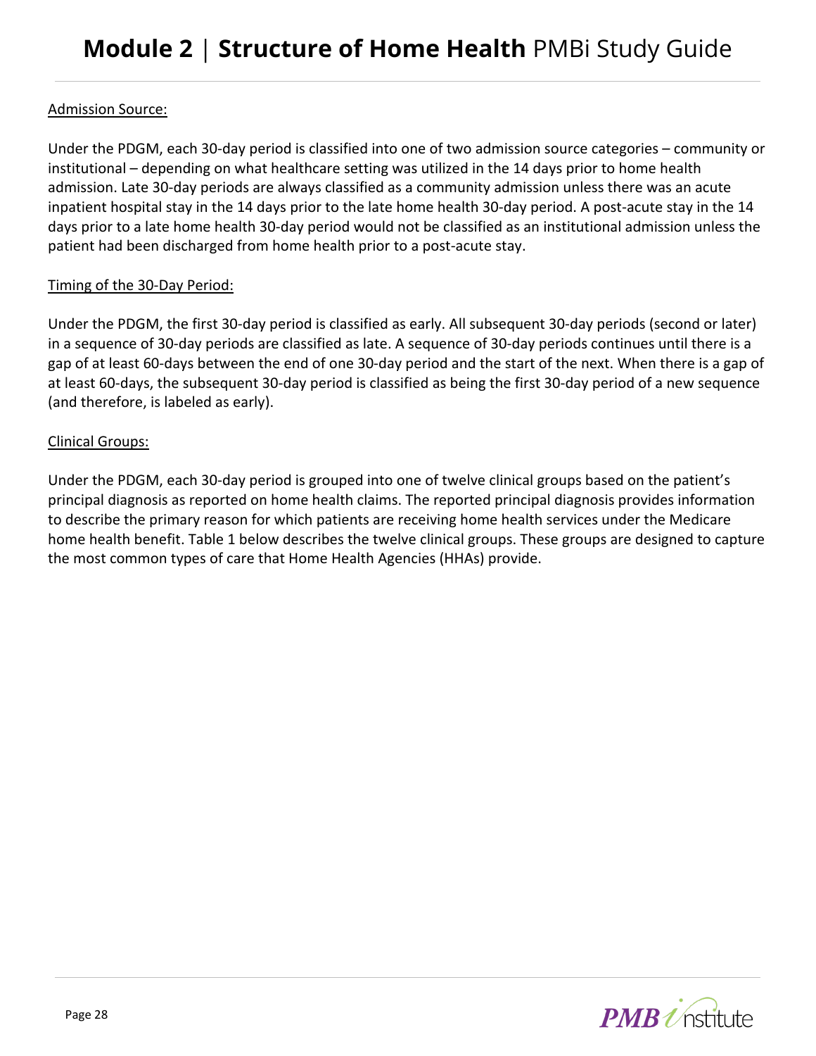Admission Source:

Under the PDGM, each 30-day period is classified into one of two admission source categories – community or institutional – depending on what healthcare setting was utilized in the 14 days prior to home health admission. Late 30-day periods are always classified as a community admission unless there was an acute inpatient hospital stay in the 14 days prior to the late home health 30-day period. A post-acute stay in the 14 days prior to a late home health 30-day period would not be classified as an institutional admission unless the patient had been discharged from home health prior to a post-acute stay.

Timing of the 30-Day Period:

Under the PDGM, the first 30-day period is classified as early. All subsequent 30-day periods (second or later) in a sequence of 30-day periods are classified as late. A sequence of 30-day periods continues until there is a gap of at least 60-days between the end of one 30-day period and the start of the next. When there is a gap of at least 60-days, the subsequent 30-day period is classified as being the first 30-day period of a new sequence (and therefore, is labeled as early).

Clinical Groups:

Under the PDGM, each 30-day period is grouped into one of twelve clinical groups based on the patient's principal diagnosis as reported on home health claims. The reported principal diagnosis provides information to describe the primary reason for which patients are receiving home health services under the Medicare home health benefit. Table 1 below describes the twelve clinical groups. These groups are designed to capture the most common types of care that Home Health Agencies (HHAs) provide.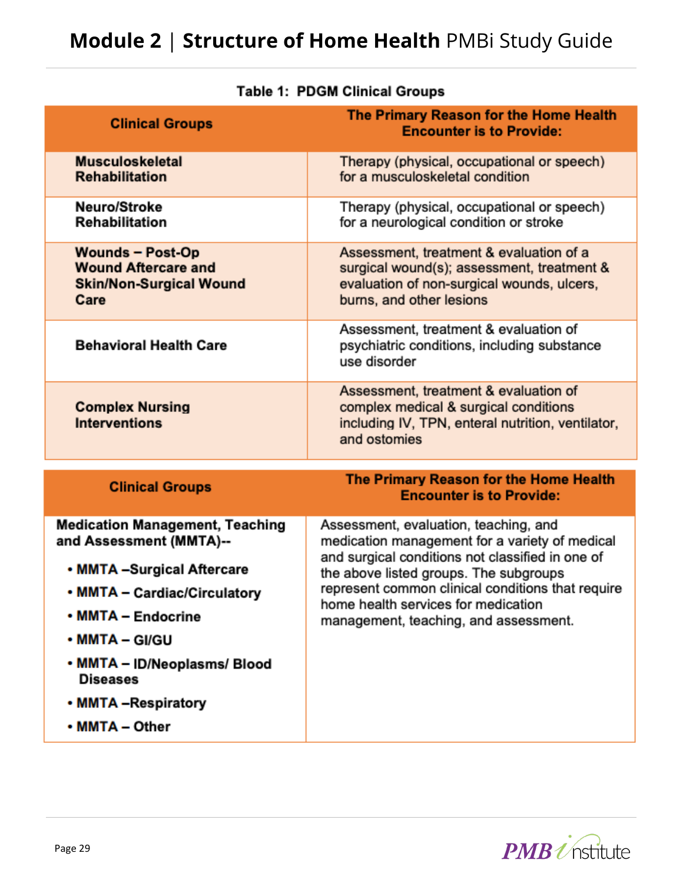Table 1: PDGM Clinical Groups

| Clinical Groups | The Primary Reason for the Home Health Encounter is to Provide: |
|---|---|
| **Musculoskeletal Rehabilitation** | Therapy (physical, occupational or speech) for a musculoskeletal condition |
| **Neuro/Stroke Rehabilitation** | Therapy (physical, occupational or speech) for a neurological condition or stroke |
| **Wounds – Post-Op Wound Aftercare and Skin/Non-Surgical Wound Care** | Assessment, treatment & evaluation of a surgical wound(s); assessment, treatment & evaluation of non-surgical wounds, ulcers, burns, and other lesions |
| **Behavioral Health Care** | Assessment, treatment & evaluation of psychiatric conditions, including substance use disorder |
| **Complex Nursing Interventions** | Assessment, treatment & evaluation of complex medical & surgical conditions including IV, TPN, enteral nutrition, ventilator, and ostomies |
| **Medication Management, Teaching and Assessment (MMTA)--** <br> • **MMTA –Surgical Aftercare** <br> • **MMTA – Cardiac/Circulatory** <br> • **MMTA – Endocrine** <br> • **MMTA – GI/GU** <br> • **MMTA – ID/Neoplasms/ Blood Diseases** <br> • **MMTA –Respiratory** <br> • **MMTA – Other** | Assessment, evaluation, teaching, and medication management for a variety of medical and surgical conditions not classified in one of the above listed groups. The subgroups represent common clinical conditions that require home health services for medication management, teaching, and assessment. |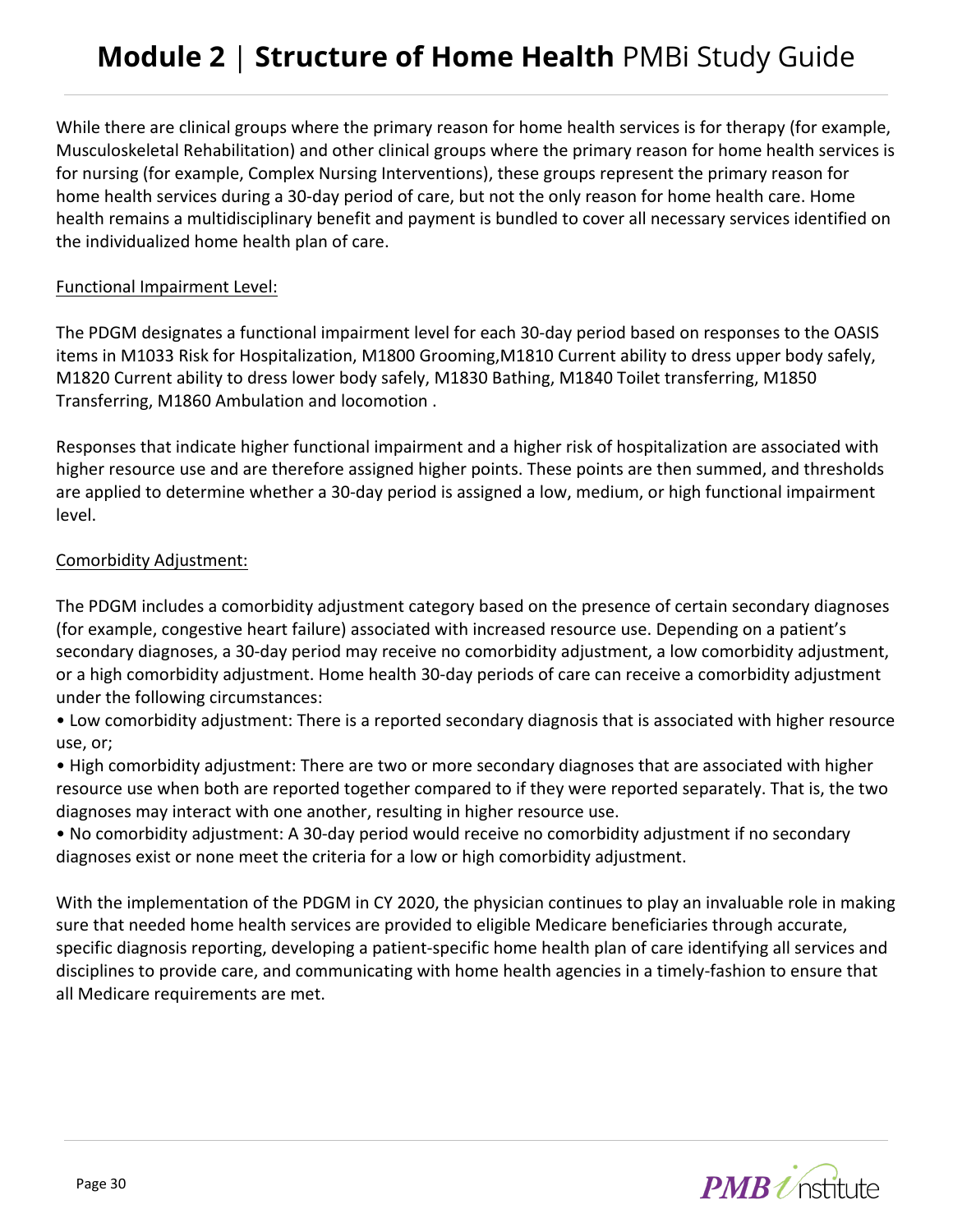While there are clinical groups where the primary reason for home health services is for therapy (for example, Musculoskeletal Rehabilitation) and other clinical groups where the primary reason for home health services is for nursing (for example, Complex Nursing Interventions), these groups represent the primary reason for home health services during a 30-day period of care, but not the only reason for home health care. Home health remains a multidisciplinary benefit and payment is bundled to cover all necessary services identified on the individualized home health plan of care.

Functional Impairment Level:

The PDGM designates a functional impairment level for each 30-day period based on responses to the OASIS items in M1033 Risk for Hospitalization, M1800 Grooming,M1810 Current ability to dress upper body safely, M1820 Current ability to dress lower body safely, M1830 Bathing, M1840 Toilet transferring, M1850 Transferring, M1860 Ambulation and locomotion .

Responses that indicate higher functional impairment and a higher risk of hospitalization are associated with higher resource use and are therefore assigned higher points. These points are then summed, and thresholds are applied to determine whether a 30-day period is assigned a low, medium, or high functional impairment level.

Comorbidity Adjustment:

The PDGM includes a comorbidity adjustment category based on the presence of certain secondary diagnoses (for example, congestive heart failure) associated with increased resource use. Depending on a patient's secondary diagnoses, a 30-day period may receive no comorbidity adjustment, a low comorbidity adjustment, or a high comorbidity adjustment. Home health 30-day periods of care can receive a comorbidity adjustment under the following circumstances:

- Low comorbidity adjustment: There is a reported secondary diagnosis that is associated with higher resource use, or;
- High comorbidity adjustment: There are two or more secondary diagnoses that are associated with higher resource use when both are reported together compared to if they were reported separately. That is, the two diagnoses may interact with one another, resulting in higher resource use.
- No comorbidity adjustment: A 30-day period would receive no comorbidity adjustment if no secondary diagnoses exist or none meet the criteria for a low or high comorbidity adjustment.

With the implementation of the PDGM in CY 2020, the physician continues to play an invaluable role in making sure that needed home health services are provided to eligible Medicare beneficiaries through accurate, specific diagnosis reporting, developing a patient-specific home health plan of care identifying all services and disciplines to provide care, and communicating with home health agencies in a timely-fashion to ensure that all Medicare requirements are met.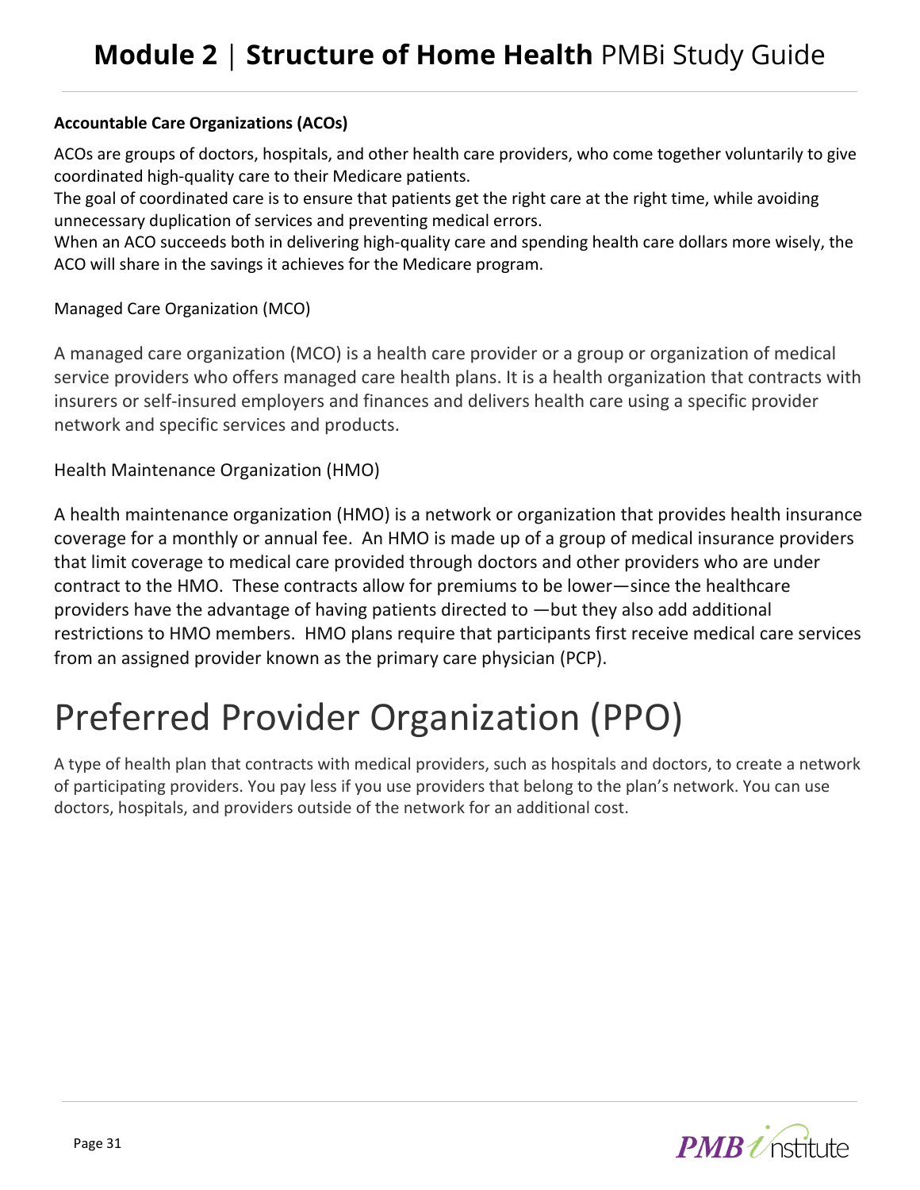**Accountable Care Organizations (ACOs)**

ACOs are groups of doctors, hospitals, and other health care providers, who come together voluntarily to give coordinated high-quality care to their Medicare patients.
The goal of coordinated care is to ensure that patients get the right care at the right time, while avoiding unnecessary duplication of services and preventing medical errors.
When an ACO succeeds both in delivering high-quality care and spending health care dollars more wisely, the ACO will share in the savings it achieves for the Medicare program.

Managed Care Organization (MCO)

A managed care organization (MCO) is a health care provider or a group or organization of medical service providers who offers managed care health plans. It is a health organization that contracts with insurers or self-insured employers and finances and delivers health care using a specific provider network and specific services and products.

Health Maintenance Organization (HMO)

A health maintenance organization (HMO) is a network or organization that provides health insurance coverage for a monthly or annual fee. An HMO is made up of a group of medical insurance providers that limit coverage to medical care provided through doctors and other providers who are under contract to the HMO. These contracts allow for premiums to be lower—since the healthcare providers have the advantage of having patients directed to —but they also add additional restrictions to HMO members. HMO plans require that participants first receive medical care services from an assigned provider known as the primary care physician (PCP).

# Preferred Provider Organization (PPO)

A type of health plan that contracts with medical providers, such as hospitals and doctors, to create a network of participating providers. You pay less if you use providers that belong to the plan's network. You can use doctors, hospitals, and providers outside of the network for an additional cost.